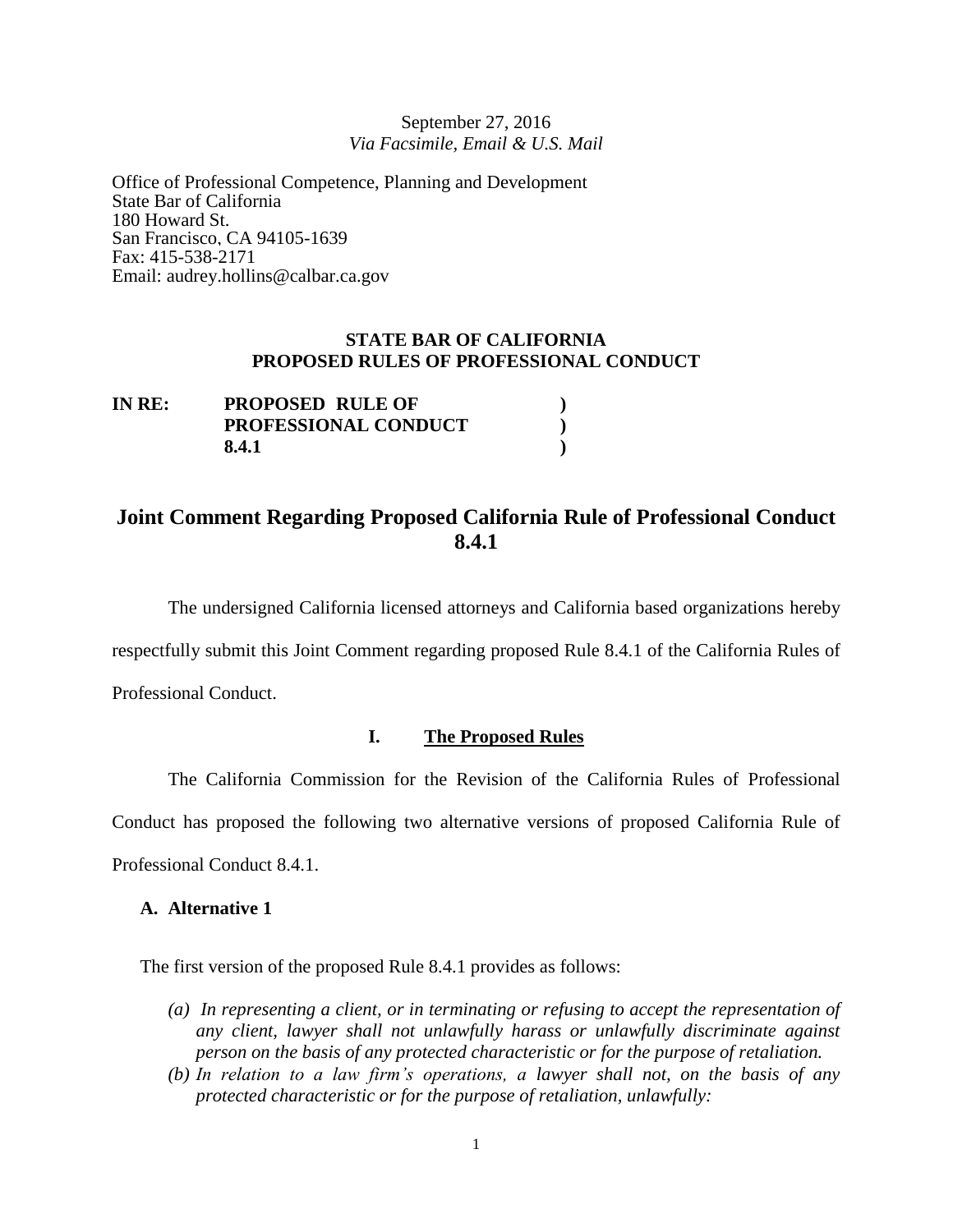September 27, 2016
*Via Facsimile, Email & U.S. Mail*

Office of Professional Competence, Planning and Development
State Bar of California
180 Howard St.
San Francisco, CA 94105-1639
Fax: 415-538-2171
Email: audrey.hollins@calbar.ca.gov

**STATE BAR OF CALIFORNIA**
**PROPOSED RULES OF PROFESSIONAL CONDUCT**

| | | |
|---|---|---|
| **IN RE:** | **PROPOSED RULE OF PROFESSIONAL CONDUCT 8.4.1** | **)** **)** **)** |

# Joint Comment Regarding Proposed California Rule of Professional Conduct 8.4.1

The undersigned California licensed attorneys and California based organizations hereby respectfully submit this Joint Comment regarding proposed Rule 8.4.1 of the California Rules of Professional Conduct.

## I. The Proposed Rules

The California Commission for the Revision of the California Rules of Professional Conduct has proposed the following two alternative versions of proposed California Rule of Professional Conduct 8.4.1.

### A. Alternative 1

The first version of the proposed Rule 8.4.1 provides as follows:

*(a) In representing a client, or in terminating or refusing to accept the representation of any client, lawyer shall not unlawfully harass or unlawfully discriminate against person on the basis of any protected characteristic or for the purpose of retaliation.*

*(b) In relation to a law firm's operations, a lawyer shall not, on the basis of any protected characteristic or for the purpose of retaliation, unlawfully:*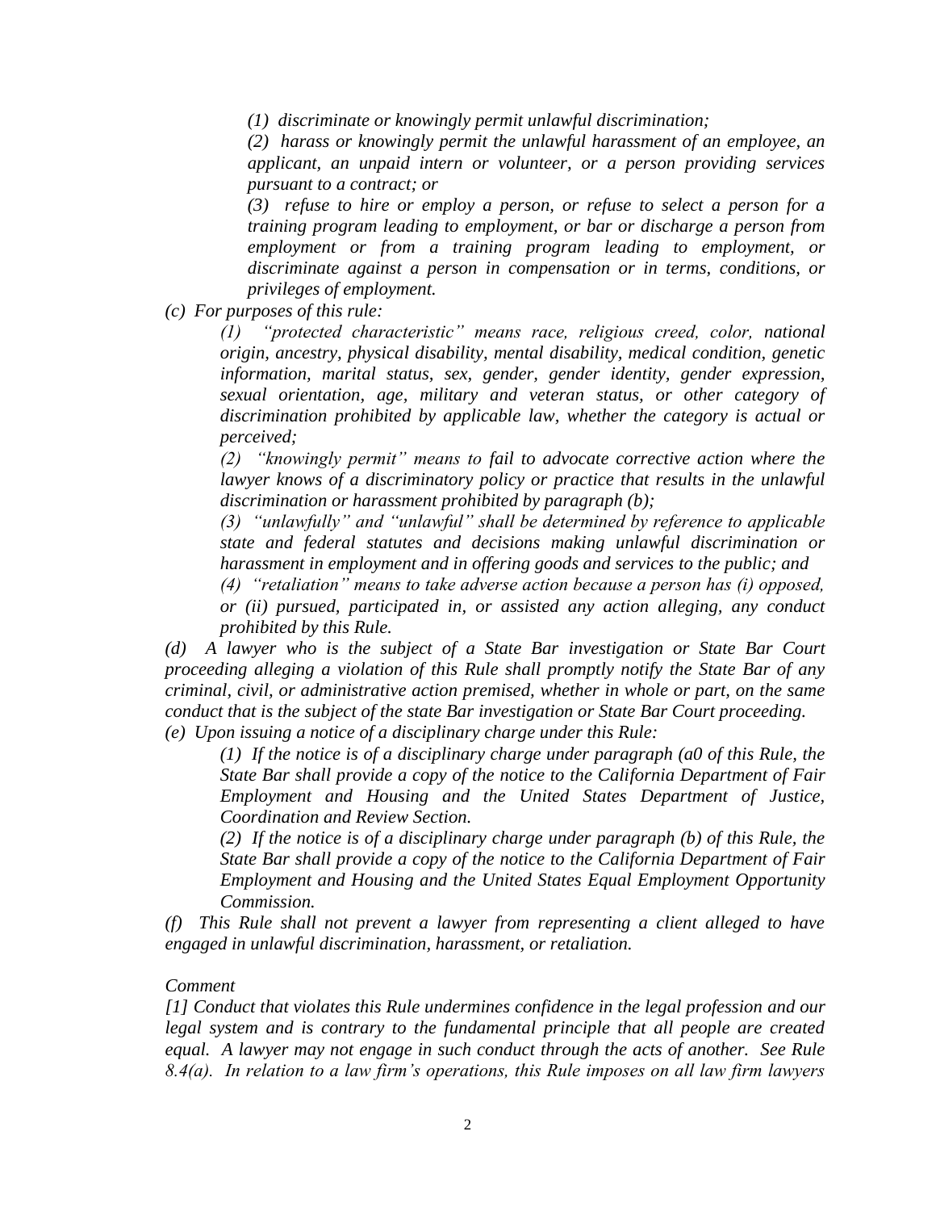*(1) discriminate or knowingly permit unlawful discrimination;*

*(2) harass or knowingly permit the unlawful harassment of an employee, an applicant, an unpaid intern or volunteer, or a person providing services pursuant to a contract; or*

*(3) refuse to hire or employ a person, or refuse to select a person for a training program leading to employment, or bar or discharge a person from employment or from a training program leading to employment, or discriminate against a person in compensation or in terms, conditions, or privileges of employment.*

*(c) For purposes of this rule:*

*(1) "protected characteristic" means race, religious creed, color, national origin, ancestry, physical disability, mental disability, medical condition, genetic information, marital status, sex, gender, gender identity, gender expression, sexual orientation, age, military and veteran status, or other category of discrimination prohibited by applicable law, whether the category is actual or perceived;*

*(2) "knowingly permit" means to fail to advocate corrective action where the lawyer knows of a discriminatory policy or practice that results in the unlawful discrimination or harassment prohibited by paragraph (b);*

*(3) "unlawfully" and "unlawful" shall be determined by reference to applicable state and federal statutes and decisions making unlawful discrimination or harassment in employment and in offering goods and services to the public; and*

*(4) "retaliation" means to take adverse action because a person has (i) opposed, or (ii) pursued, participated in, or assisted any action alleging, any conduct prohibited by this Rule.*

*(d) A lawyer who is the subject of a State Bar investigation or State Bar Court proceeding alleging a violation of this Rule shall promptly notify the State Bar of any criminal, civil, or administrative action premised, whether in whole or part, on the same conduct that is the subject of the state Bar investigation or State Bar Court proceeding.*

*(e) Upon issuing a notice of a disciplinary charge under this Rule:*

*(1) If the notice is of a disciplinary charge under paragraph (a0 of this Rule, the State Bar shall provide a copy of the notice to the California Department of Fair Employment and Housing and the United States Department of Justice, Coordination and Review Section.*

*(2) If the notice is of a disciplinary charge under paragraph (b) of this Rule, the State Bar shall provide a copy of the notice to the California Department of Fair Employment and Housing and the United States Equal Employment Opportunity Commission.*

*(f) This Rule shall not prevent a lawyer from representing a client alleged to have engaged in unlawful discrimination, harassment, or retaliation.*

*Comment*

*[1] Conduct that violates this Rule undermines confidence in the legal profession and our legal system and is contrary to the fundamental principle that all people are created equal. A lawyer may not engage in such conduct through the acts of another. See Rule 8.4(a). In relation to a law firm's operations, this Rule imposes on all law firm lawyers*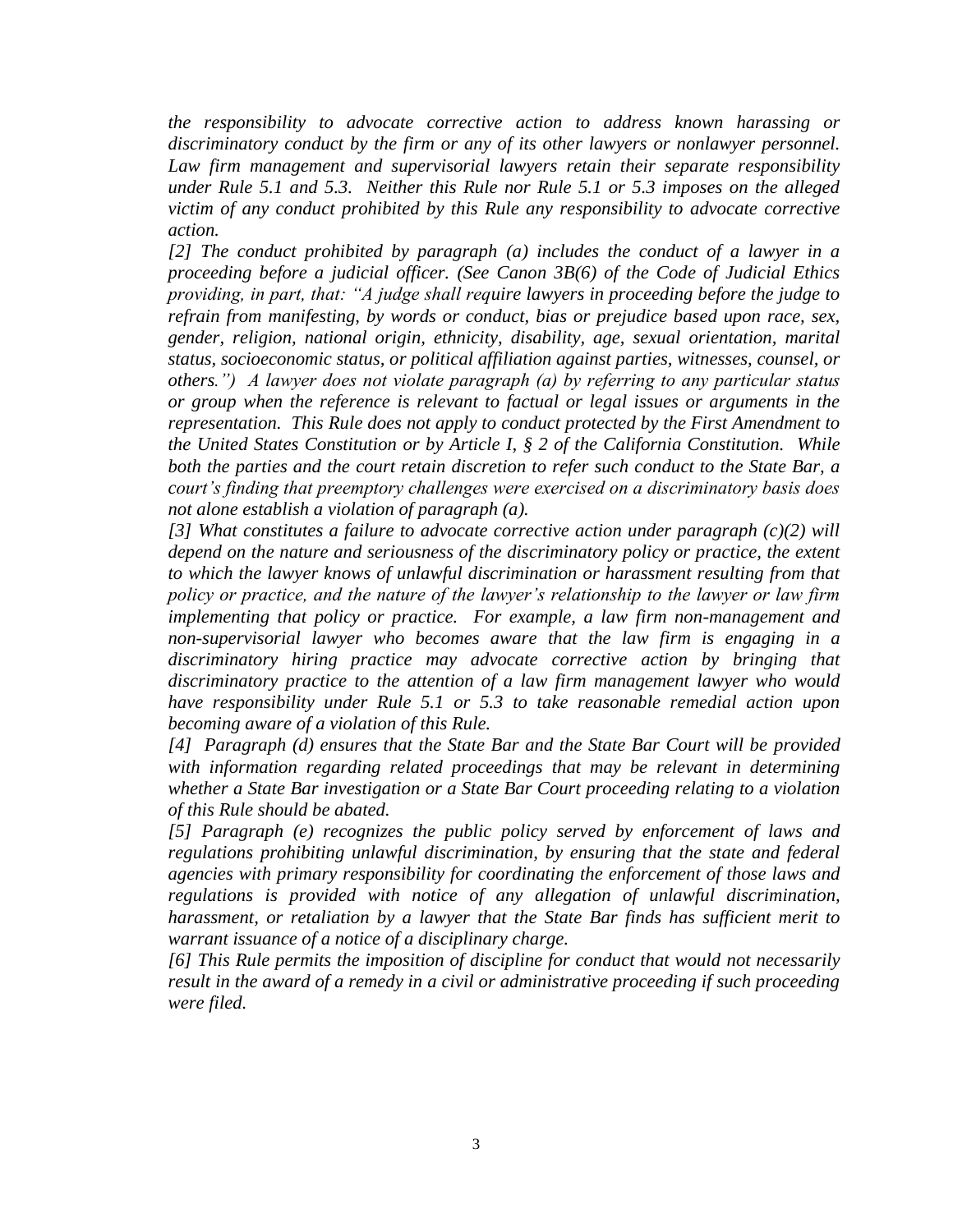*the responsibility to advocate corrective action to address known harassing or discriminatory conduct by the firm or any of its other lawyers or nonlawyer personnel. Law firm management and supervisorial lawyers retain their separate responsibility under Rule 5.1 and 5.3. Neither this Rule nor Rule 5.1 or 5.3 imposes on the alleged victim of any conduct prohibited by this Rule any responsibility to advocate corrective action.*

*[2] The conduct prohibited by paragraph (a) includes the conduct of a lawyer in a proceeding before a judicial officer. (See Canon 3B(6) of the Code of Judicial Ethics providing, in part, that: "A judge shall require lawyers in proceeding before the judge to refrain from manifesting, by words or conduct, bias or prejudice based upon race, sex, gender, religion, national origin, ethnicity, disability, age, sexual orientation, marital status, socioeconomic status, or political affiliation against parties, witnesses, counsel, or others.") A lawyer does not violate paragraph (a) by referring to any particular status or group when the reference is relevant to factual or legal issues or arguments in the representation. This Rule does not apply to conduct protected by the First Amendment to the United States Constitution or by Article I, § 2 of the California Constitution. While both the parties and the court retain discretion to refer such conduct to the State Bar, a court's finding that preemptory challenges were exercised on a discriminatory basis does not alone establish a violation of paragraph (a).*

*[3] What constitutes a failure to advocate corrective action under paragraph (c)(2) will depend on the nature and seriousness of the discriminatory policy or practice, the extent to which the lawyer knows of unlawful discrimination or harassment resulting from that policy or practice, and the nature of the lawyer's relationship to the lawyer or law firm implementing that policy or practice. For example, a law firm non-management and non-supervisorial lawyer who becomes aware that the law firm is engaging in a discriminatory hiring practice may advocate corrective action by bringing that discriminatory practice to the attention of a law firm management lawyer who would have responsibility under Rule 5.1 or 5.3 to take reasonable remedial action upon becoming aware of a violation of this Rule.*

*[4] Paragraph (d) ensures that the State Bar and the State Bar Court will be provided with information regarding related proceedings that may be relevant in determining whether a State Bar investigation or a State Bar Court proceeding relating to a violation of this Rule should be abated.*

*[5] Paragraph (e) recognizes the public policy served by enforcement of laws and regulations prohibiting unlawful discrimination, by ensuring that the state and federal agencies with primary responsibility for coordinating the enforcement of those laws and regulations is provided with notice of any allegation of unlawful discrimination, harassment, or retaliation by a lawyer that the State Bar finds has sufficient merit to warrant issuance of a notice of a disciplinary charge.*

*[6] This Rule permits the imposition of discipline for conduct that would not necessarily result in the award of a remedy in a civil or administrative proceeding if such proceeding were filed.*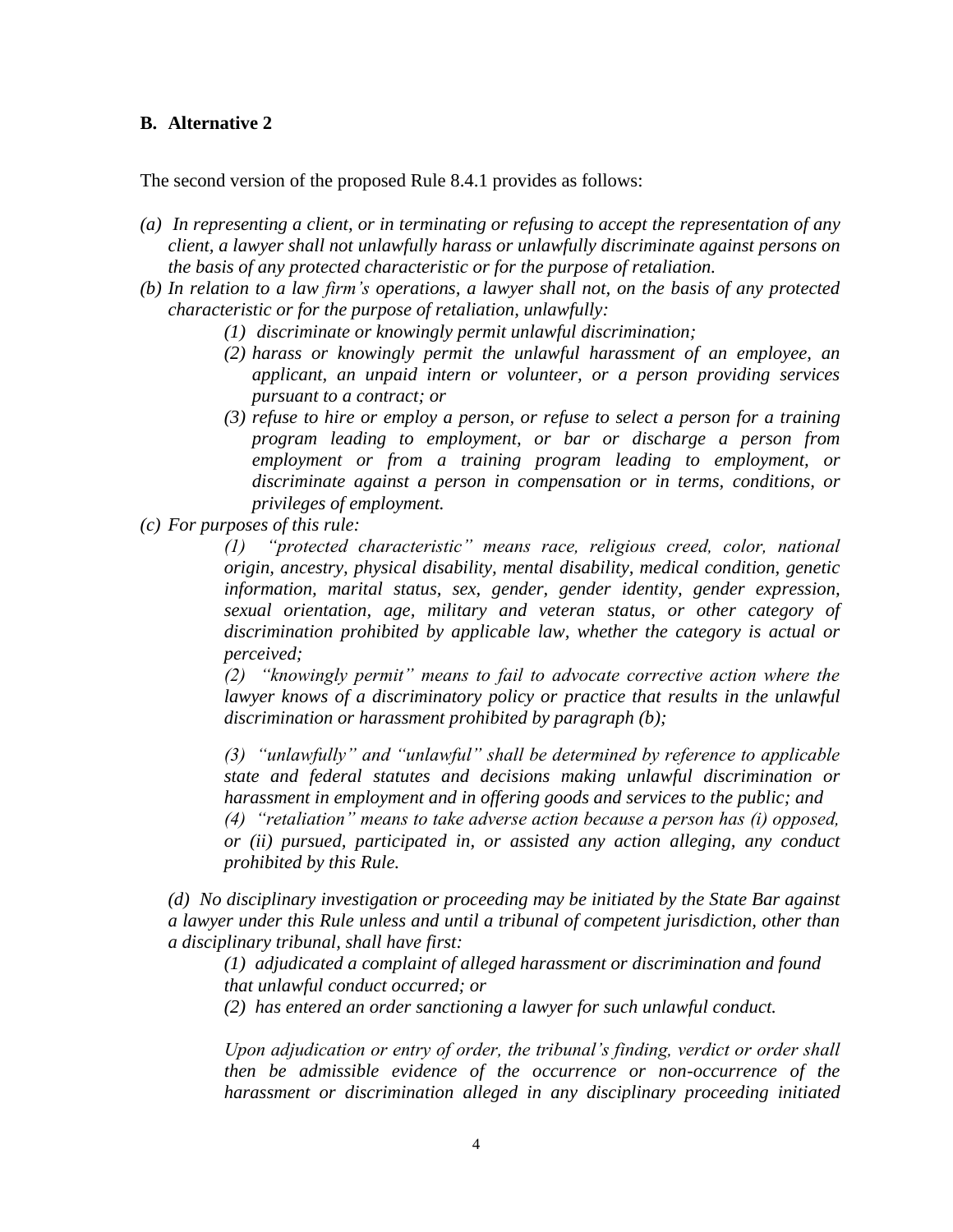### B. Alternative 2

The second version of the proposed Rule 8.4.1 provides as follows:

*(a) In representing a client, or in terminating or refusing to accept the representation of any client, a lawyer shall not unlawfully harass or unlawfully discriminate against persons on the basis of any protected characteristic or for the purpose of retaliation.*

*(b) In relation to a law firm's operations, a lawyer shall not, on the basis of any protected characteristic or for the purpose of retaliation, unlawfully:*

> *(1) discriminate or knowingly permit unlawful discrimination;*
>
> *(2) harass or knowingly permit the unlawful harassment of an employee, an applicant, an unpaid intern or volunteer, or a person providing services pursuant to a contract; or*
>
> *(3) refuse to hire or employ a person, or refuse to select a person for a training program leading to employment, or bar or discharge a person from employment or from a training program leading to employment, or discriminate against a person in compensation or in terms, conditions, or privileges of employment.*

*(c) For purposes of this rule:*

> *(1) "protected characteristic" means race, religious creed, color, national origin, ancestry, physical disability, mental disability, medical condition, genetic information, marital status, sex, gender, gender identity, gender expression, sexual orientation, age, military and veteran status, or other category of discrimination prohibited by applicable law, whether the category is actual or perceived;*
>
> *(2) "knowingly permit" means to fail to advocate corrective action where the lawyer knows of a discriminatory policy or practice that results in the unlawful discrimination or harassment prohibited by paragraph (b);*
>
> *(3) "unlawfully" and "unlawful" shall be determined by reference to applicable state and federal statutes and decisions making unlawful discrimination or harassment in employment and in offering goods and services to the public; and*
>
> *(4) "retaliation" means to take adverse action because a person has (i) opposed, or (ii) pursued, participated in, or assisted any action alleging, any conduct prohibited by this Rule.*

*(d) No disciplinary investigation or proceeding may be initiated by the State Bar against a lawyer under this Rule unless and until a tribunal of competent jurisdiction, other than a disciplinary tribunal, shall have first:*

> *(1) adjudicated a complaint of alleged harassment or discrimination and found that unlawful conduct occurred; or*
>
> *(2) has entered an order sanctioning a lawyer for such unlawful conduct.*
>
> *Upon adjudication or entry of order, the tribunal's finding, verdict or order shall then be admissible evidence of the occurrence or non-occurrence of the harassment or discrimination alleged in any disciplinary proceeding initiated*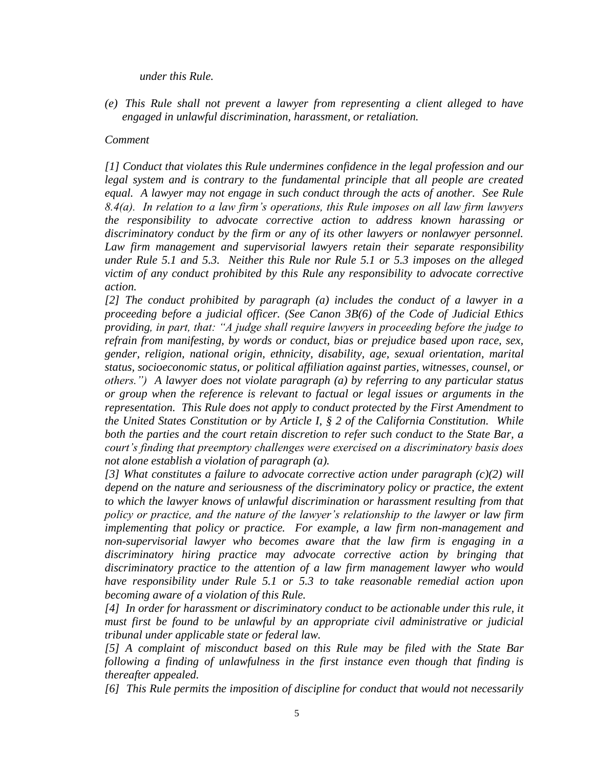*under this Rule.*

*(e) This Rule shall not prevent a lawyer from representing a client alleged to have engaged in unlawful discrimination, harassment, or retaliation.*

*Comment*

*[1] Conduct that violates this Rule undermines confidence in the legal profession and our legal system and is contrary to the fundamental principle that all people are created equal. A lawyer may not engage in such conduct through the acts of another. See Rule 8.4(a). In relation to a law firm's operations, this Rule imposes on all law firm lawyers the responsibility to advocate corrective action to address known harassing or discriminatory conduct by the firm or any of its other lawyers or nonlawyer personnel. Law firm management and supervisorial lawyers retain their separate responsibility under Rule 5.1 and 5.3. Neither this Rule nor Rule 5.1 or 5.3 imposes on the alleged victim of any conduct prohibited by this Rule any responsibility to advocate corrective action.*

*[2] The conduct prohibited by paragraph (a) includes the conduct of a lawyer in a proceeding before a judicial officer. (See Canon 3B(6) of the Code of Judicial Ethics providing, in part, that: "A judge shall require lawyers in proceeding before the judge to refrain from manifesting, by words or conduct, bias or prejudice based upon race, sex, gender, religion, national origin, ethnicity, disability, age, sexual orientation, marital status, socioeconomic status, or political affiliation against parties, witnesses, counsel, or others.") A lawyer does not violate paragraph (a) by referring to any particular status or group when the reference is relevant to factual or legal issues or arguments in the representation. This Rule does not apply to conduct protected by the First Amendment to the United States Constitution or by Article I, § 2 of the California Constitution. While both the parties and the court retain discretion to refer such conduct to the State Bar, a court's finding that preemptory challenges were exercised on a discriminatory basis does not alone establish a violation of paragraph (a).*

*[3] What constitutes a failure to advocate corrective action under paragraph (c)(2) will depend on the nature and seriousness of the discriminatory policy or practice, the extent to which the lawyer knows of unlawful discrimination or harassment resulting from that policy or practice, and the nature of the lawyer's relationship to the lawyer or law firm implementing that policy or practice. For example, a law firm non-management and non-supervisorial lawyer who becomes aware that the law firm is engaging in a discriminatory hiring practice may advocate corrective action by bringing that discriminatory practice to the attention of a law firm management lawyer who would have responsibility under Rule 5.1 or 5.3 to take reasonable remedial action upon becoming aware of a violation of this Rule.*

*[4] In order for harassment or discriminatory conduct to be actionable under this rule, it must first be found to be unlawful by an appropriate civil administrative or judicial tribunal under applicable state or federal law.*

*[5] A complaint of misconduct based on this Rule may be filed with the State Bar following a finding of unlawfulness in the first instance even though that finding is thereafter appealed.*

*[6] This Rule permits the imposition of discipline for conduct that would not necessarily*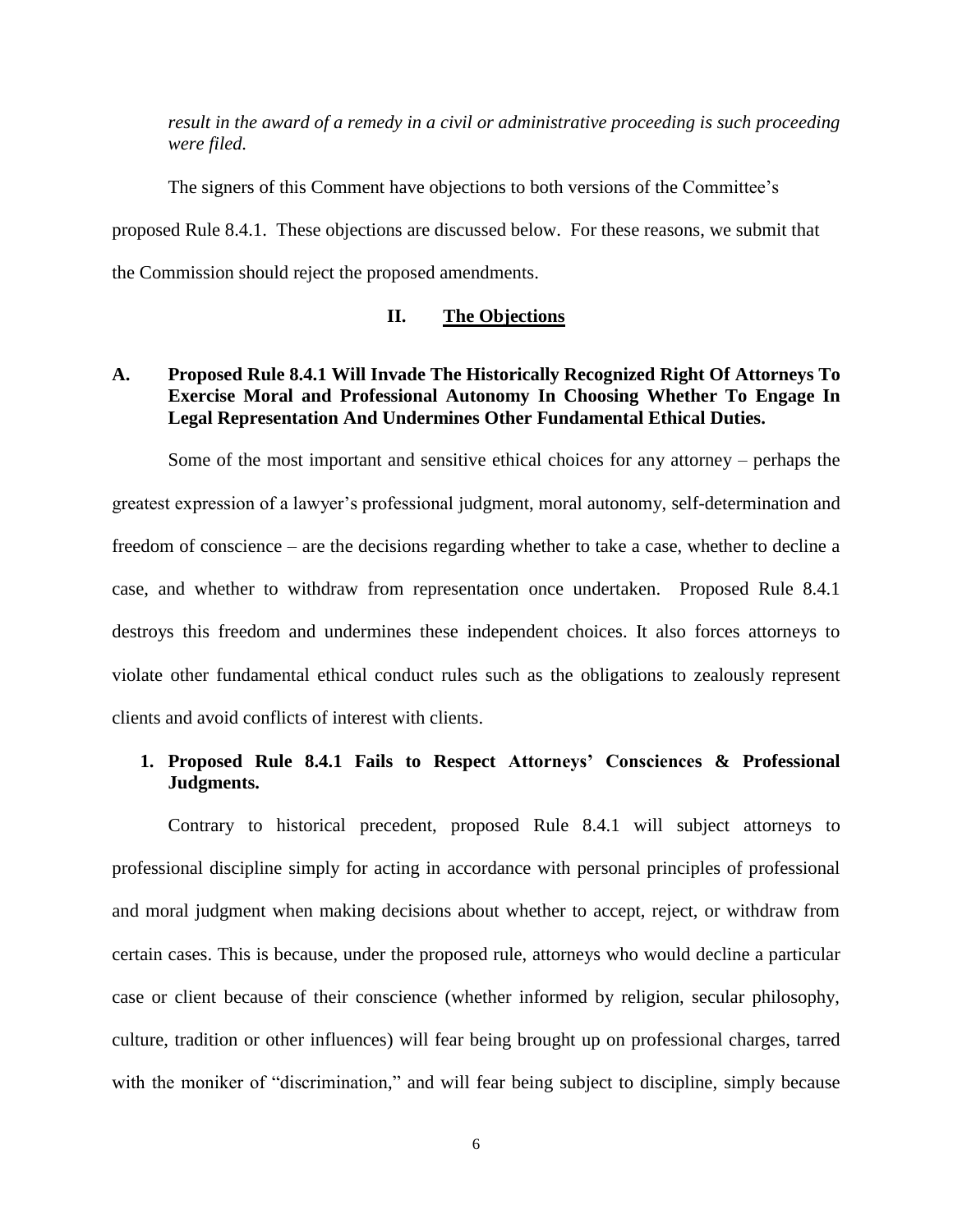*result in the award of a remedy in a civil or administrative proceeding is such proceeding were filed.*

The signers of this Comment have objections to both versions of the Committee's proposed Rule 8.4.1. These objections are discussed below. For these reasons, we submit that the Commission should reject the proposed amendments.

## II. The Objections

### A. Proposed Rule 8.4.1 Will Invade The Historically Recognized Right Of Attorneys To Exercise Moral and Professional Autonomy In Choosing Whether To Engage In Legal Representation And Undermines Other Fundamental Ethical Duties.

Some of the most important and sensitive ethical choices for any attorney – perhaps the greatest expression of a lawyer's professional judgment, moral autonomy, self-determination and freedom of conscience – are the decisions regarding whether to take a case, whether to decline a case, and whether to withdraw from representation once undertaken. Proposed Rule 8.4.1 destroys this freedom and undermines these independent choices. It also forces attorneys to violate other fundamental ethical conduct rules such as the obligations to zealously represent clients and avoid conflicts of interest with clients.

#### 1. Proposed Rule 8.4.1 Fails to Respect Attorneys' Consciences & Professional Judgments.

Contrary to historical precedent, proposed Rule 8.4.1 will subject attorneys to professional discipline simply for acting in accordance with personal principles of professional and moral judgment when making decisions about whether to accept, reject, or withdraw from certain cases. This is because, under the proposed rule, attorneys who would decline a particular case or client because of their conscience (whether informed by religion, secular philosophy, culture, tradition or other influences) will fear being brought up on professional charges, tarred with the moniker of "discrimination," and will fear being subject to discipline, simply because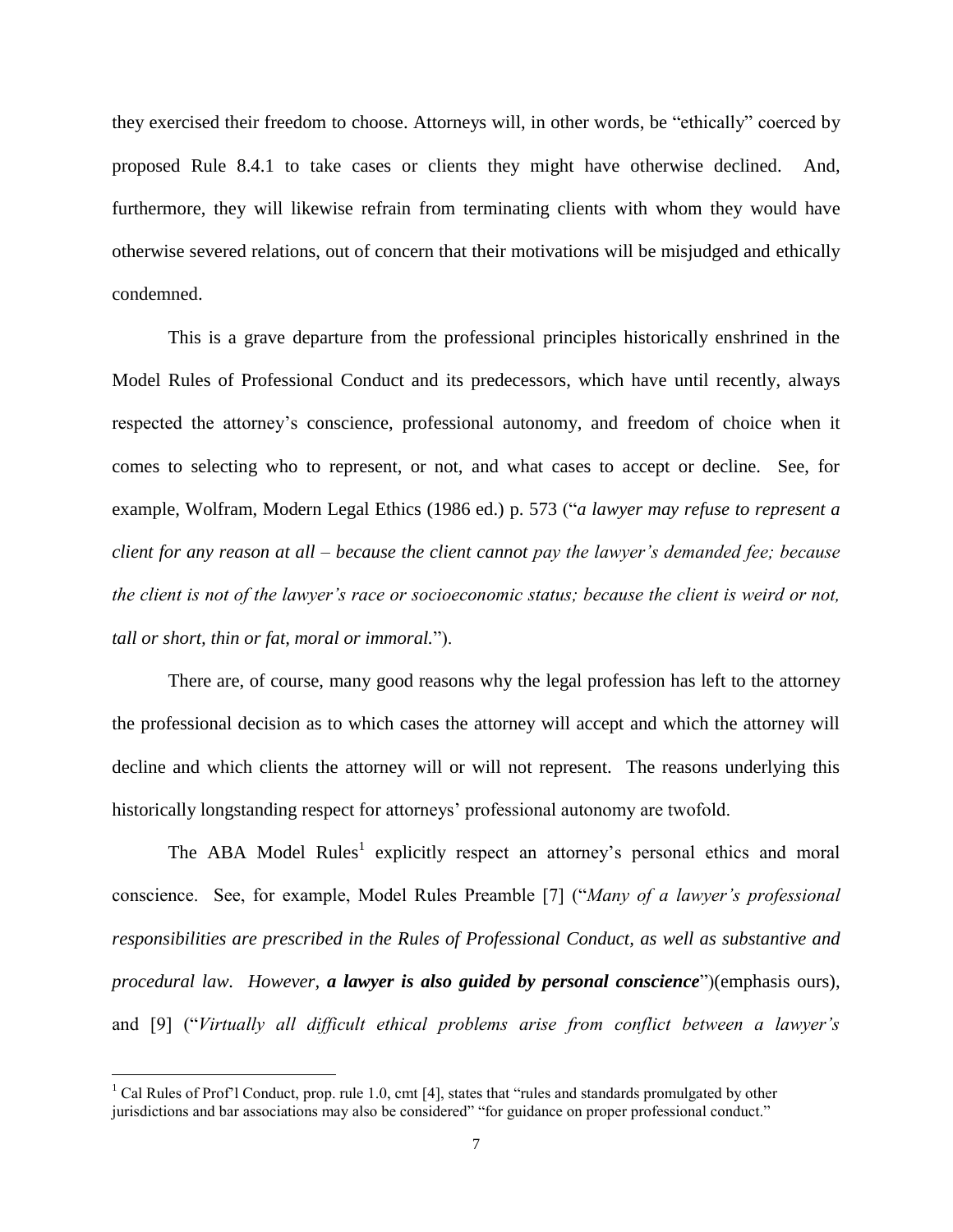they exercised their freedom to choose. Attorneys will, in other words, be "ethically" coerced by proposed Rule 8.4.1 to take cases or clients they might have otherwise declined. And, furthermore, they will likewise refrain from terminating clients with whom they would have otherwise severed relations, out of concern that their motivations will be misjudged and ethically condemned.

This is a grave departure from the professional principles historically enshrined in the Model Rules of Professional Conduct and its predecessors, which have until recently, always respected the attorney's conscience, professional autonomy, and freedom of choice when it comes to selecting who to represent, or not, and what cases to accept or decline. See, for example, Wolfram, Modern Legal Ethics (1986 ed.) p. 573 ("*a lawyer may refuse to represent a client for any reason at all – because the client cannot pay the lawyer's demanded fee; because the client is not of the lawyer's race or socioeconomic status; because the client is weird or not, tall or short, thin or fat, moral or immoral.*").

There are, of course, many good reasons why the legal profession has left to the attorney the professional decision as to which cases the attorney will accept and which the attorney will decline and which clients the attorney will or will not represent. The reasons underlying this historically longstanding respect for attorneys' professional autonomy are twofold.

The ABA Model Rules[1] explicitly respect an attorney's personal ethics and moral conscience. See, for example, Model Rules Preamble [7] ("*Many of a lawyer's professional responsibilities are prescribed in the Rules of Professional Conduct, as well as substantive and procedural law. However, **a lawyer is also guided by personal conscience***")(emphasis ours), and [9] ("*Virtually all difficult ethical problems arise from conflict between a lawyer's*

[1] Cal Rules of Prof'l Conduct, prop. rule 1.0, cmt [4], states that "rules and standards promulgated by other jurisdictions and bar associations may also be considered" "for guidance on proper professional conduct."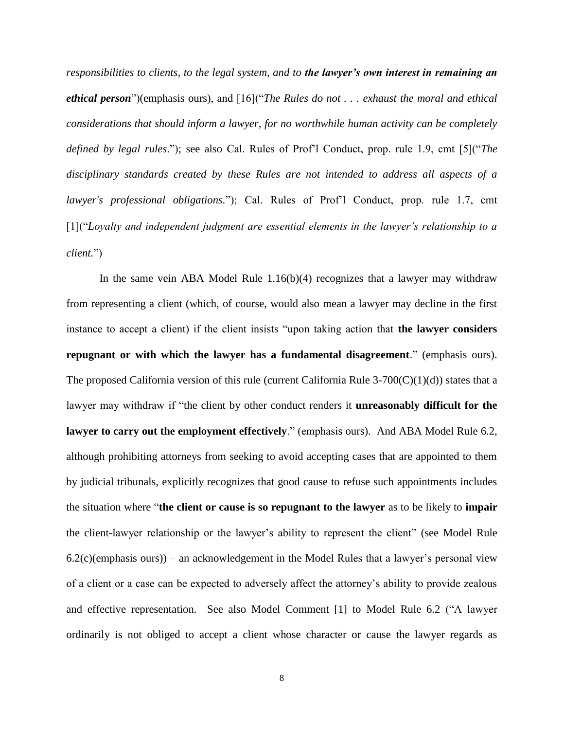*responsibilities to clients, to the legal system, and to **the lawyer's own interest in remaining an ethical person***")(emphasis ours), and [16]("*The Rules do not . . . exhaust the moral and ethical considerations that should inform a lawyer, for no worthwhile human activity can be completely defined by legal rules*."); see also Cal. Rules of Prof'l Conduct, prop. rule 1.9, cmt [5]("*The disciplinary standards created by these Rules are not intended to address all aspects of a lawyer's professional obligations.*"); Cal. Rules of Prof'l Conduct, prop. rule 1.7, cmt [1]("*Loyalty and independent judgment are essential elements in the lawyer's relationship to a client.*")

In the same vein ABA Model Rule 1.16(b)(4) recognizes that a lawyer may withdraw from representing a client (which, of course, would also mean a lawyer may decline in the first instance to accept a client) if the client insists "upon taking action that **the lawyer considers repugnant or with which the lawyer has a fundamental disagreement**." (emphasis ours). The proposed California version of this rule (current California Rule 3-700(C)(1)(d)) states that a lawyer may withdraw if "the client by other conduct renders it **unreasonably difficult for the lawyer to carry out the employment effectively**." (emphasis ours). And ABA Model Rule 6.2, although prohibiting attorneys from seeking to avoid accepting cases that are appointed to them by judicial tribunals, explicitly recognizes that good cause to refuse such appointments includes the situation where "**the client or cause is so repugnant to the lawyer** as to be likely to **impair** the client-lawyer relationship or the lawyer's ability to represent the client" (see Model Rule 6.2(c)(emphasis ours)) – an acknowledgement in the Model Rules that a lawyer's personal view of a client or a case can be expected to adversely affect the attorney's ability to provide zealous and effective representation. See also Model Comment [1] to Model Rule 6.2 ("A lawyer ordinarily is not obliged to accept a client whose character or cause the lawyer regards as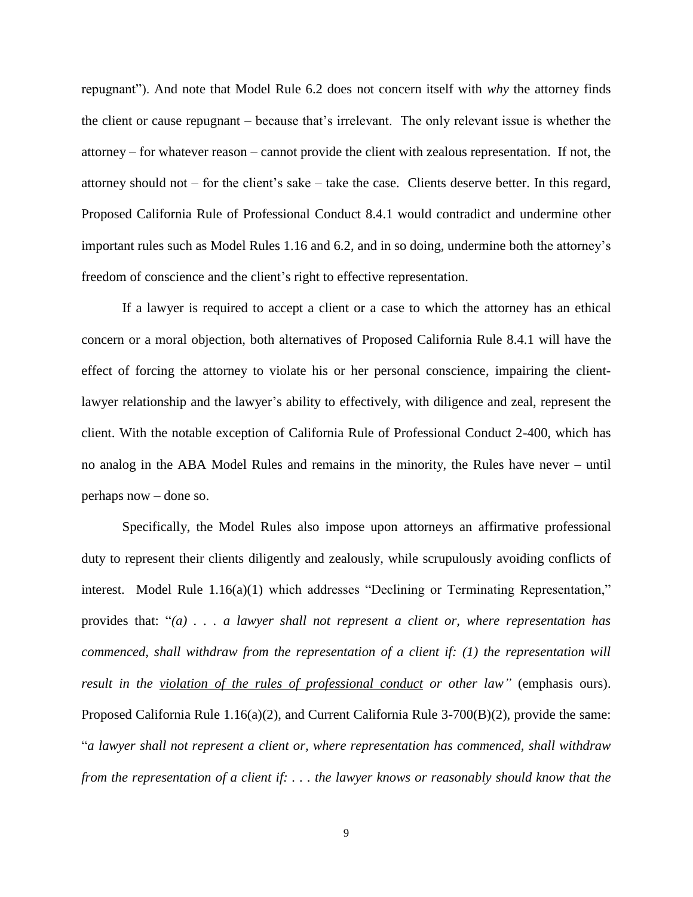repugnant"). And note that Model Rule 6.2 does not concern itself with *why* the attorney finds the client or cause repugnant – because that's irrelevant. The only relevant issue is whether the attorney – for whatever reason – cannot provide the client with zealous representation. If not, the attorney should not – for the client's sake – take the case. Clients deserve better. In this regard, Proposed California Rule of Professional Conduct 8.4.1 would contradict and undermine other important rules such as Model Rules 1.16 and 6.2, and in so doing, undermine both the attorney's freedom of conscience and the client's right to effective representation.

If a lawyer is required to accept a client or a case to which the attorney has an ethical concern or a moral objection, both alternatives of Proposed California Rule 8.4.1 will have the effect of forcing the attorney to violate his or her personal conscience, impairing the client-lawyer relationship and the lawyer's ability to effectively, with diligence and zeal, represent the client. With the notable exception of California Rule of Professional Conduct 2-400, which has no analog in the ABA Model Rules and remains in the minority, the Rules have never – until perhaps now – done so.

Specifically, the Model Rules also impose upon attorneys an affirmative professional duty to represent their clients diligently and zealously, while scrupulously avoiding conflicts of interest. Model Rule 1.16(a)(1) which addresses "Declining or Terminating Representation," provides that: "*(a) . . . a lawyer shall not represent a client or, where representation has commenced, shall withdraw from the representation of a client if: (1) the representation will result in the <u>violation of the rules of professional conduct</u> or other law"* (emphasis ours). Proposed California Rule 1.16(a)(2), and Current California Rule 3-700(B)(2), provide the same: "*a lawyer shall not represent a client or, where representation has commenced, shall withdraw from the representation of a client if: . . . the lawyer knows or reasonably should know that the*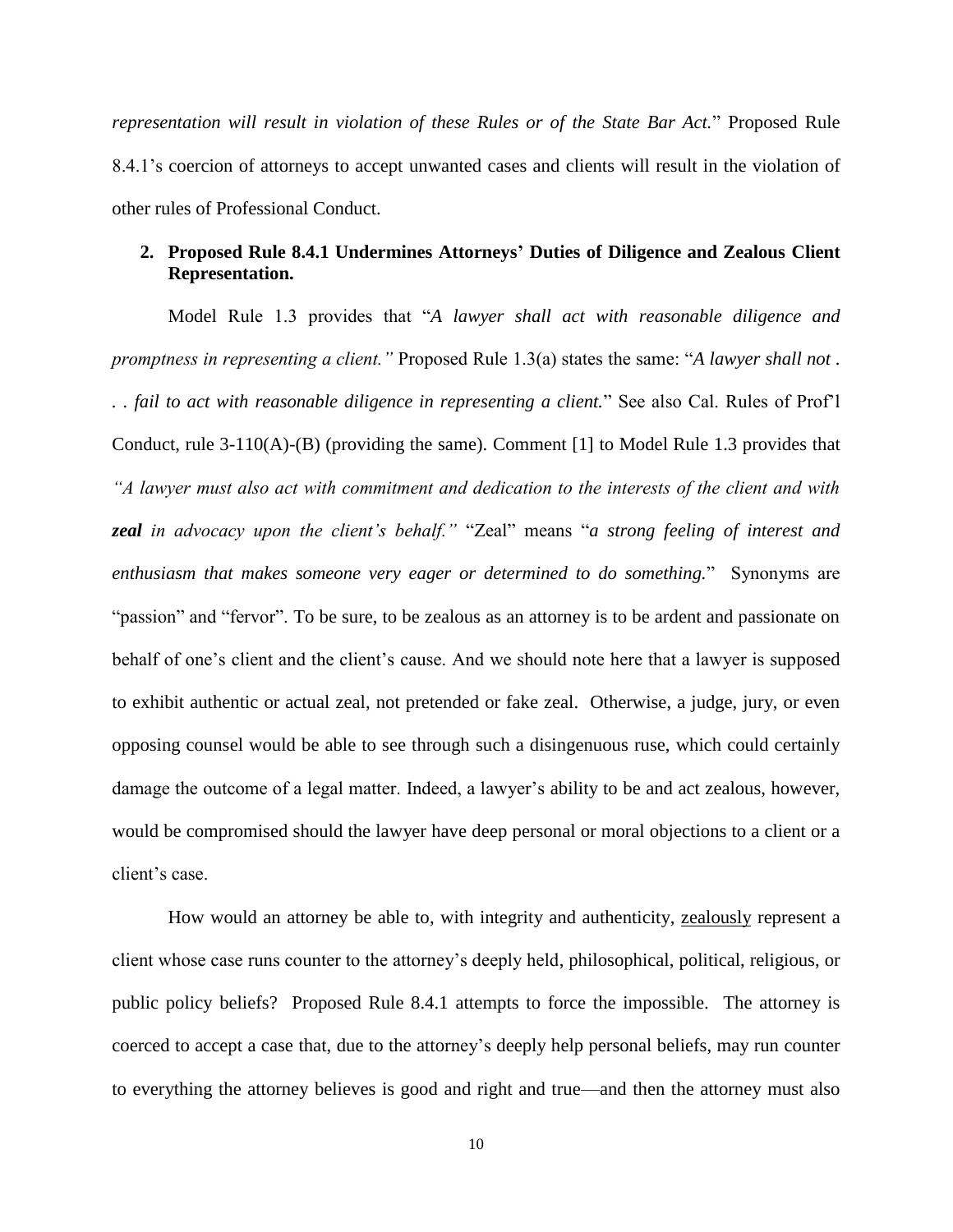*representation will result in violation of these Rules or of the State Bar Act.*" Proposed Rule 8.4.1's coercion of attorneys to accept unwanted cases and clients will result in the violation of other rules of Professional Conduct.

**2. Proposed Rule 8.4.1 Undermines Attorneys' Duties of Diligence and Zealous Client Representation.**

Model Rule 1.3 provides that "*A lawyer shall act with reasonable diligence and promptness in representing a client.*" Proposed Rule 1.3(a) states the same: "*A lawyer shall not . . . fail to act with reasonable diligence in representing a client.*" See also Cal. Rules of Prof'l Conduct, rule 3-110(A)-(B) (providing the same). Comment [1] to Model Rule 1.3 provides that *"A lawyer must also act with commitment and dedication to the interests of the client and with **zeal** in advocacy upon the client's behalf."* "Zeal" means "*a strong feeling of interest and enthusiasm that makes someone very eager or determined to do something.*" Synonyms are "passion" and "fervor". To be sure, to be zealous as an attorney is to be ardent and passionate on behalf of one's client and the client's cause. And we should note here that a lawyer is supposed to exhibit authentic or actual zeal, not pretended or fake zeal. Otherwise, a judge, jury, or even opposing counsel would be able to see through such a disingenuous ruse, which could certainly damage the outcome of a legal matter. Indeed, a lawyer's ability to be and act zealous, however, would be compromised should the lawyer have deep personal or moral objections to a client or a client's case.

How would an attorney be able to, with integrity and authenticity, <u>zealously</u> represent a client whose case runs counter to the attorney's deeply held, philosophical, political, religious, or public policy beliefs? Proposed Rule 8.4.1 attempts to force the impossible. The attorney is coerced to accept a case that, due to the attorney's deeply help personal beliefs, may run counter to everything the attorney believes is good and right and true—and then the attorney must also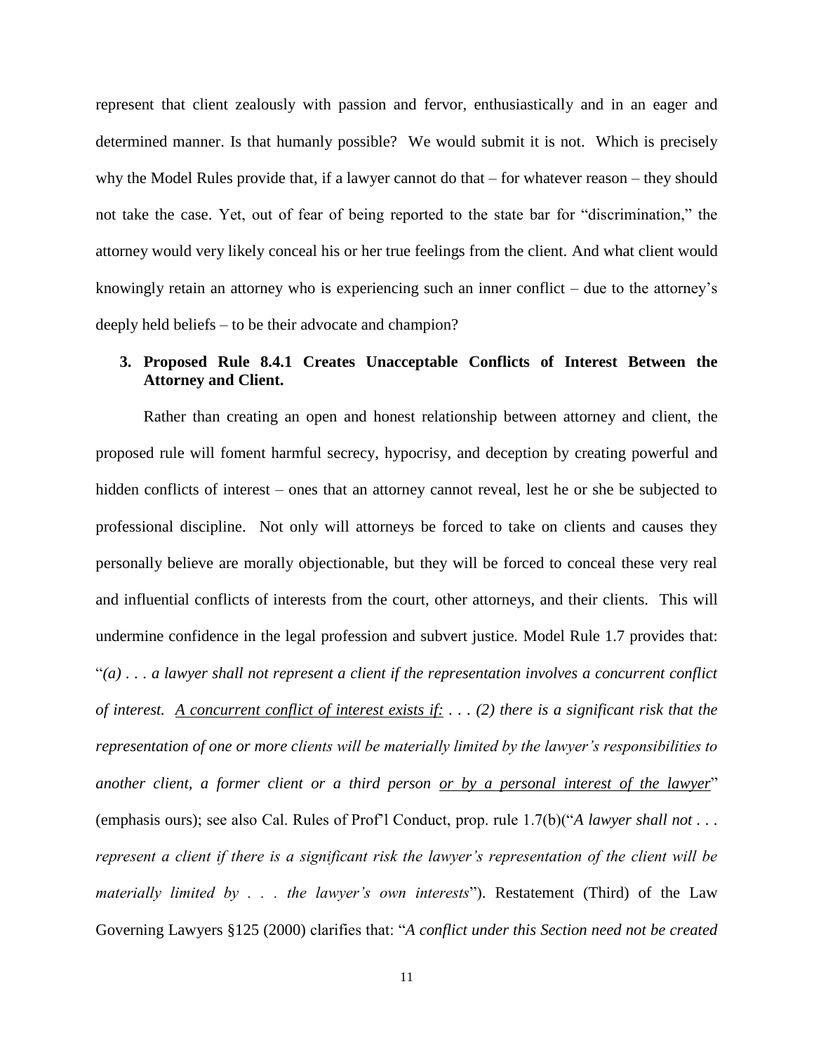represent that client zealously with passion and fervor, enthusiastically and in an eager and determined manner. Is that humanly possible? We would submit it is not. Which is precisely why the Model Rules provide that, if a lawyer cannot do that – for whatever reason – they should not take the case. Yet, out of fear of being reported to the state bar for "discrimination," the attorney would very likely conceal his or her true feelings from the client. And what client would knowingly retain an attorney who is experiencing such an inner conflict – due to the attorney's deeply held beliefs – to be their advocate and champion?

### 3. Proposed Rule 8.4.1 Creates Unacceptable Conflicts of Interest Between the Attorney and Client.

Rather than creating an open and honest relationship between attorney and client, the proposed rule will foment harmful secrecy, hypocrisy, and deception by creating powerful and hidden conflicts of interest – ones that an attorney cannot reveal, lest he or she be subjected to professional discipline. Not only will attorneys be forced to take on clients and causes they personally believe are morally objectionable, but they will be forced to conceal these very real and influential conflicts of interests from the court, other attorneys, and their clients. This will undermine confidence in the legal profession and subvert justice. Model Rule 1.7 provides that: "*(a) . . . a lawyer shall not represent a client if the representation involves a concurrent conflict of interest. <u>A concurrent conflict of interest exists if:</u> . . . (2) there is a significant risk that the representation of one or more clients will be materially limited by the lawyer's responsibilities to another client, a former client or a third person <u>or by a personal interest of the lawyer</u>*" (emphasis ours); see also Cal. Rules of Prof'l Conduct, prop. rule 1.7(b)("*A lawyer shall not . . . represent a client if there is a significant risk the lawyer's representation of the client will be materially limited by . . . the lawyer's own interests*"). Restatement (Third) of the Law Governing Lawyers §125 (2000) clarifies that: "*A conflict under this Section need not be created*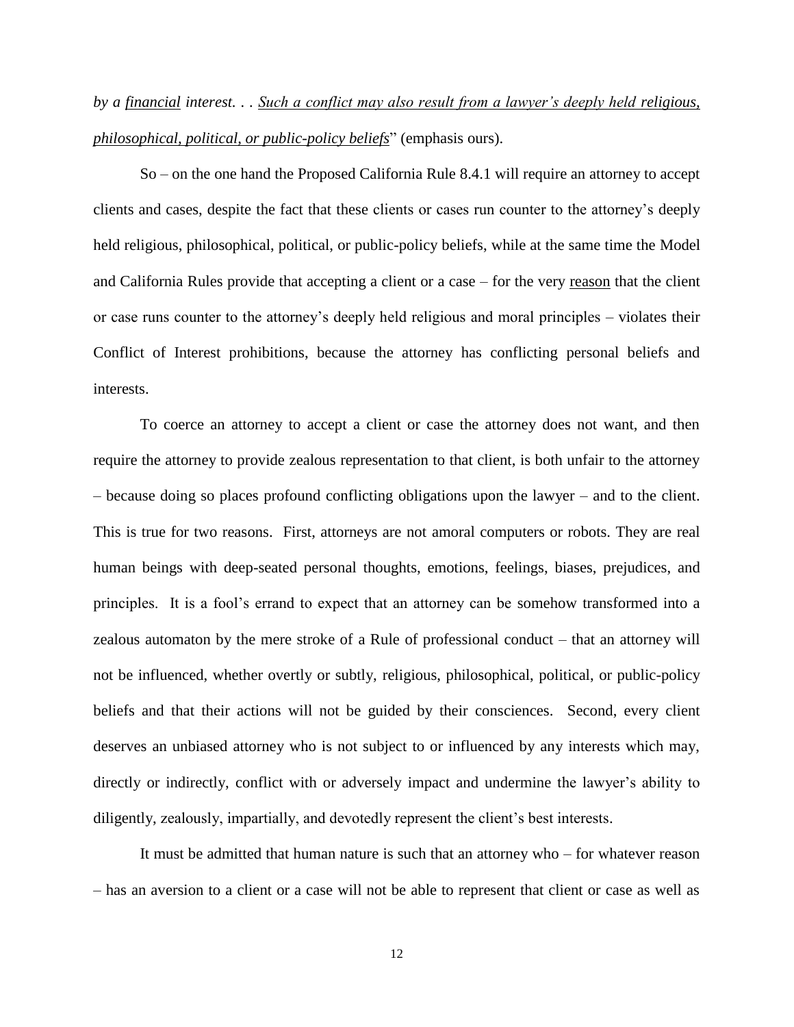*by a* *financial* *interest. . . Such a conflict may also result from a lawyer's deeply held religious, philosophical, political, or public-policy beliefs*" (emphasis ours).

So – on the one hand the Proposed California Rule 8.4.1 will require an attorney to accept clients and cases, despite the fact that these clients or cases run counter to the attorney's deeply held religious, philosophical, political, or public-policy beliefs, while at the same time the Model and California Rules provide that accepting a client or a case – for the very reason that the client or case runs counter to the attorney's deeply held religious and moral principles – violates their Conflict of Interest prohibitions, because the attorney has conflicting personal beliefs and interests.

To coerce an attorney to accept a client or case the attorney does not want, and then require the attorney to provide zealous representation to that client, is both unfair to the attorney – because doing so places profound conflicting obligations upon the lawyer – and to the client. This is true for two reasons. First, attorneys are not amoral computers or robots. They are real human beings with deep-seated personal thoughts, emotions, feelings, biases, prejudices, and principles. It is a fool's errand to expect that an attorney can be somehow transformed into a zealous automaton by the mere stroke of a Rule of professional conduct – that an attorney will not be influenced, whether overtly or subtly, religious, philosophical, political, or public-policy beliefs and that their actions will not be guided by their consciences. Second, every client deserves an unbiased attorney who is not subject to or influenced by any interests which may, directly or indirectly, conflict with or adversely impact and undermine the lawyer's ability to diligently, zealously, impartially, and devotedly represent the client's best interests.

It must be admitted that human nature is such that an attorney who – for whatever reason – has an aversion to a client or a case will not be able to represent that client or case as well as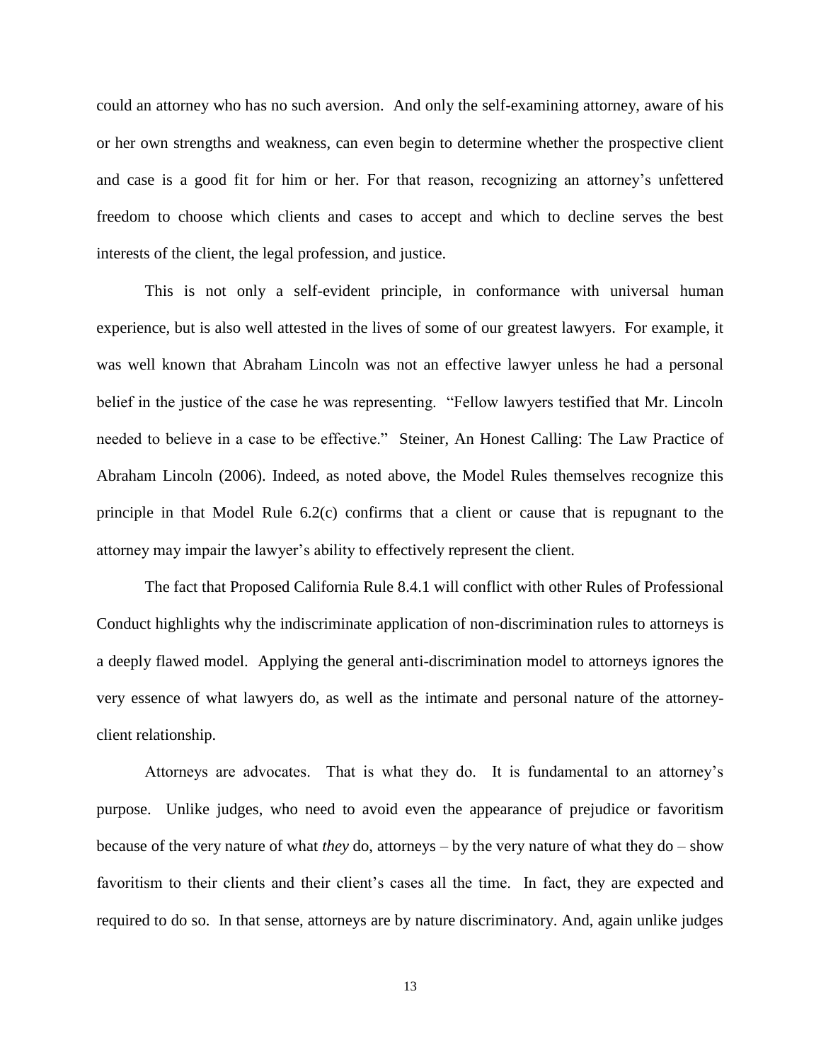could an attorney who has no such aversion. And only the self-examining attorney, aware of his or her own strengths and weakness, can even begin to determine whether the prospective client and case is a good fit for him or her. For that reason, recognizing an attorney's unfettered freedom to choose which clients and cases to accept and which to decline serves the best interests of the client, the legal profession, and justice.

This is not only a self-evident principle, in conformance with universal human experience, but is also well attested in the lives of some of our greatest lawyers. For example, it was well known that Abraham Lincoln was not an effective lawyer unless he had a personal belief in the justice of the case he was representing. "Fellow lawyers testified that Mr. Lincoln needed to believe in a case to be effective." Steiner, An Honest Calling: The Law Practice of Abraham Lincoln (2006). Indeed, as noted above, the Model Rules themselves recognize this principle in that Model Rule 6.2(c) confirms that a client or cause that is repugnant to the attorney may impair the lawyer's ability to effectively represent the client.

The fact that Proposed California Rule 8.4.1 will conflict with other Rules of Professional Conduct highlights why the indiscriminate application of non-discrimination rules to attorneys is a deeply flawed model. Applying the general anti-discrimination model to attorneys ignores the very essence of what lawyers do, as well as the intimate and personal nature of the attorney-client relationship.

Attorneys are advocates. That is what they do. It is fundamental to an attorney's purpose. Unlike judges, who need to avoid even the appearance of prejudice or favoritism because of the very nature of what *they* do, attorneys – by the very nature of what they do – show favoritism to their clients and their client's cases all the time. In fact, they are expected and required to do so. In that sense, attorneys are by nature discriminatory. And, again unlike judges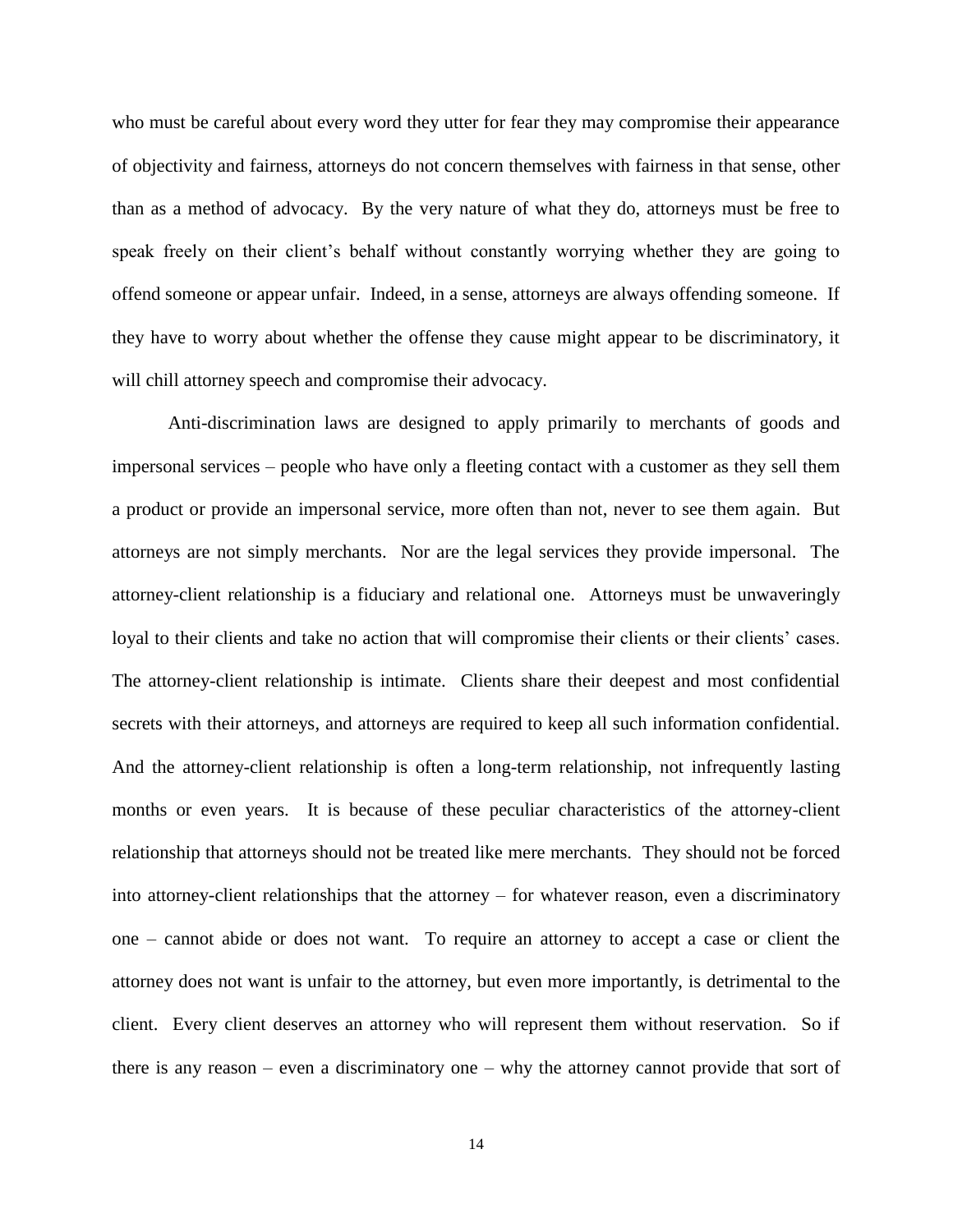who must be careful about every word they utter for fear they may compromise their appearance of objectivity and fairness, attorneys do not concern themselves with fairness in that sense, other than as a method of advocacy. By the very nature of what they do, attorneys must be free to speak freely on their client's behalf without constantly worrying whether they are going to offend someone or appear unfair. Indeed, in a sense, attorneys are always offending someone. If they have to worry about whether the offense they cause might appear to be discriminatory, it will chill attorney speech and compromise their advocacy.

Anti-discrimination laws are designed to apply primarily to merchants of goods and impersonal services – people who have only a fleeting contact with a customer as they sell them a product or provide an impersonal service, more often than not, never to see them again. But attorneys are not simply merchants. Nor are the legal services they provide impersonal. The attorney-client relationship is a fiduciary and relational one. Attorneys must be unwaveringly loyal to their clients and take no action that will compromise their clients or their clients' cases. The attorney-client relationship is intimate. Clients share their deepest and most confidential secrets with their attorneys, and attorneys are required to keep all such information confidential. And the attorney-client relationship is often a long-term relationship, not infrequently lasting months or even years. It is because of these peculiar characteristics of the attorney-client relationship that attorneys should not be treated like mere merchants. They should not be forced into attorney-client relationships that the attorney – for whatever reason, even a discriminatory one – cannot abide or does not want. To require an attorney to accept a case or client the attorney does not want is unfair to the attorney, but even more importantly, is detrimental to the client. Every client deserves an attorney who will represent them without reservation. So if there is any reason – even a discriminatory one – why the attorney cannot provide that sort of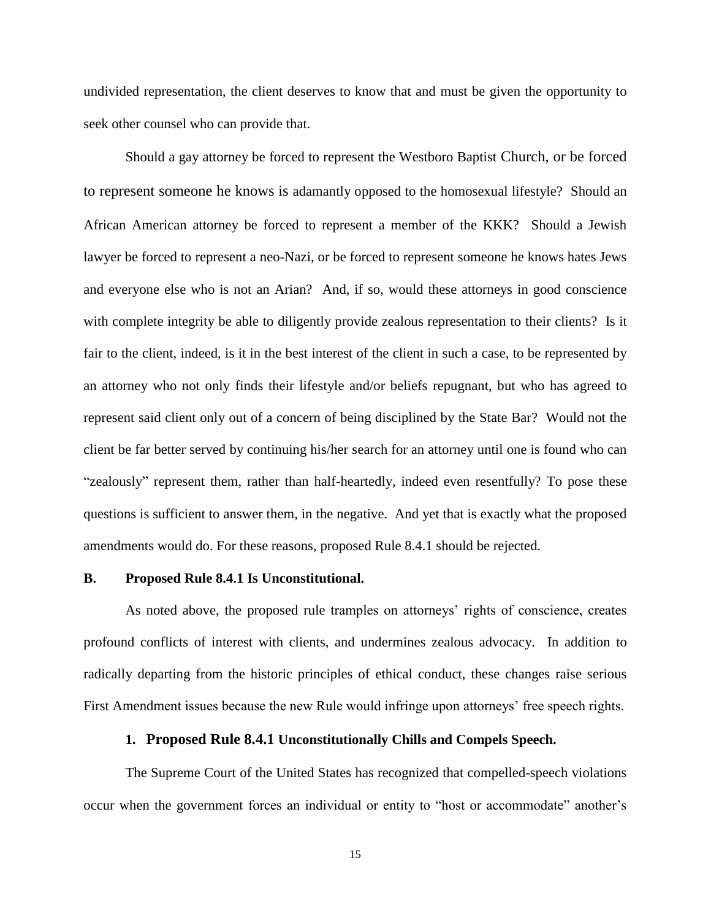undivided representation, the client deserves to know that and must be given the opportunity to seek other counsel who can provide that.

Should a gay attorney be forced to represent the Westboro Baptist Church, or be forced to represent someone he knows is adamantly opposed to the homosexual lifestyle? Should an African American attorney be forced to represent a member of the KKK? Should a Jewish lawyer be forced to represent a neo-Nazi, or be forced to represent someone he knows hates Jews and everyone else who is not an Arian? And, if so, would these attorneys in good conscience with complete integrity be able to diligently provide zealous representation to their clients? Is it fair to the client, indeed, is it in the best interest of the client in such a case, to be represented by an attorney who not only finds their lifestyle and/or beliefs repugnant, but who has agreed to represent said client only out of a concern of being disciplined by the State Bar? Would not the client be far better served by continuing his/her search for an attorney until one is found who can "zealously" represent them, rather than half-heartedly, indeed even resentfully? To pose these questions is sufficient to answer them, in the negative. And yet that is exactly what the proposed amendments would do. For these reasons, proposed Rule 8.4.1 should be rejected.

## B. Proposed Rule 8.4.1 Is Unconstitutional.

As noted above, the proposed rule tramples on attorneys' rights of conscience, creates profound conflicts of interest with clients, and undermines zealous advocacy. In addition to radically departing from the historic principles of ethical conduct, these changes raise serious First Amendment issues because the new Rule would infringe upon attorneys' free speech rights.

### 1. Proposed Rule 8.4.1 Unconstitutionally Chills and Compels Speech.

The Supreme Court of the United States has recognized that compelled-speech violations occur when the government forces an individual or entity to "host or accommodate" another's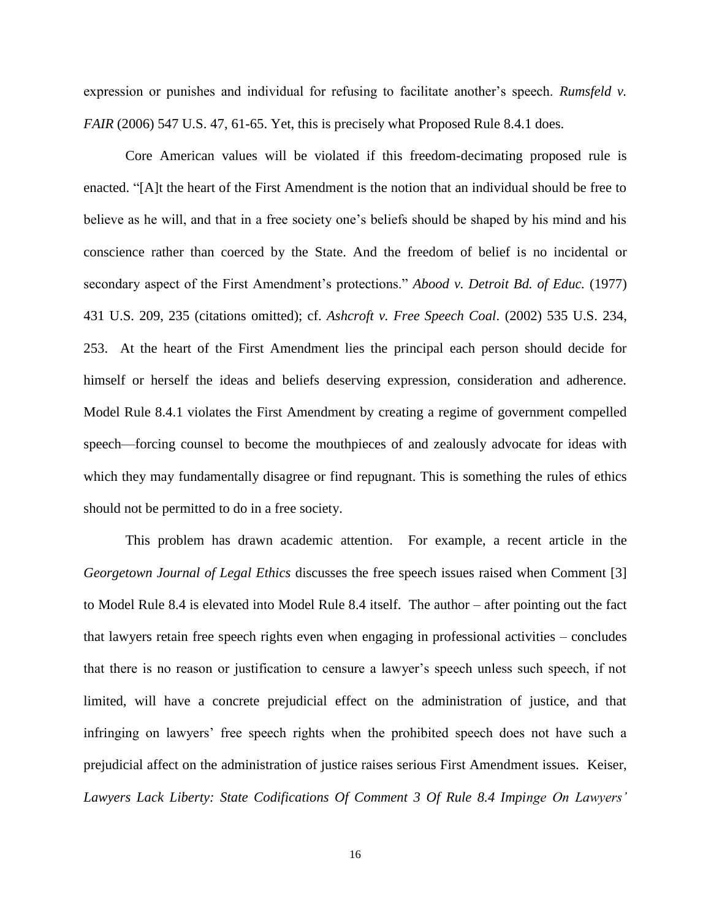expression or punishes and individual for refusing to facilitate another's speech. *Rumsfeld v. FAIR* (2006) 547 U.S. 47, 61-65. Yet, this is precisely what Proposed Rule 8.4.1 does.

Core American values will be violated if this freedom-decimating proposed rule is enacted. "[A]t the heart of the First Amendment is the notion that an individual should be free to believe as he will, and that in a free society one's beliefs should be shaped by his mind and his conscience rather than coerced by the State. And the freedom of belief is no incidental or secondary aspect of the First Amendment's protections." *Abood v. Detroit Bd. of Educ.* (1977) 431 U.S. 209, 235 (citations omitted); cf. *Ashcroft v. Free Speech Coal*. (2002) 535 U.S. 234, 253. At the heart of the First Amendment lies the principal each person should decide for himself or herself the ideas and beliefs deserving expression, consideration and adherence. Model Rule 8.4.1 violates the First Amendment by creating a regime of government compelled speech—forcing counsel to become the mouthpieces of and zealously advocate for ideas with which they may fundamentally disagree or find repugnant. This is something the rules of ethics should not be permitted to do in a free society.

This problem has drawn academic attention. For example, a recent article in the *Georgetown Journal of Legal Ethics* discusses the free speech issues raised when Comment [3] to Model Rule 8.4 is elevated into Model Rule 8.4 itself. The author – after pointing out the fact that lawyers retain free speech rights even when engaging in professional activities – concludes that there is no reason or justification to censure a lawyer's speech unless such speech, if not limited, will have a concrete prejudicial effect on the administration of justice, and that infringing on lawyers' free speech rights when the prohibited speech does not have such a prejudicial affect on the administration of justice raises serious First Amendment issues. Keiser, *Lawyers Lack Liberty: State Codifications Of Comment 3 Of Rule 8.4 Impinge On Lawyers'*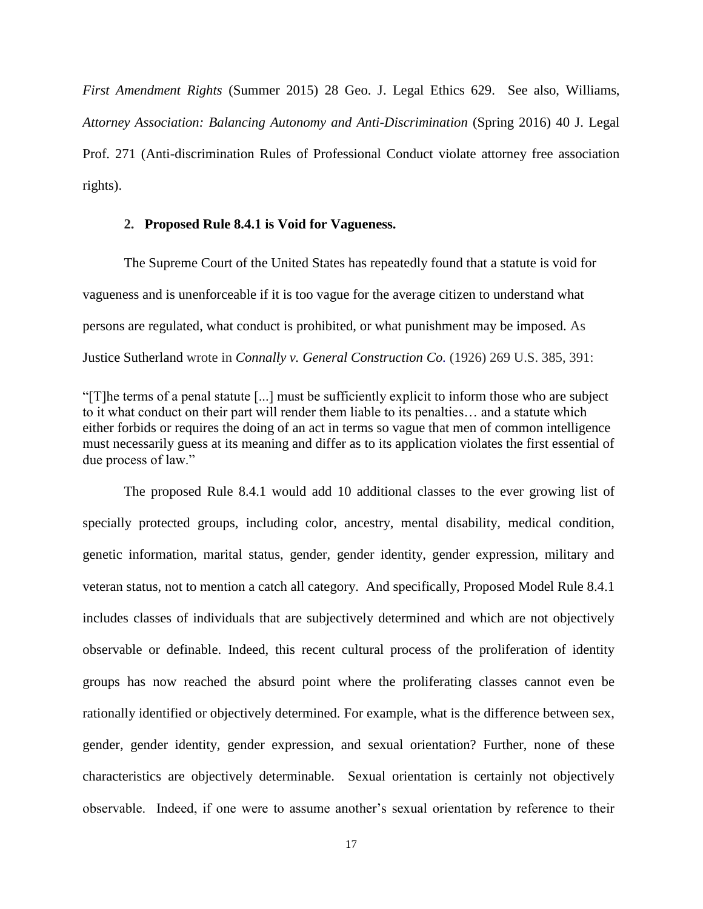*First Amendment Rights* (Summer 2015) 28 Geo. J. Legal Ethics 629. See also, Williams, *Attorney Association: Balancing Autonomy and Anti-Discrimination* (Spring 2016) 40 J. Legal Prof. 271 (Anti-discrimination Rules of Professional Conduct violate attorney free association rights).

### 2. Proposed Rule 8.4.1 is Void for Vagueness.

The Supreme Court of the United States has repeatedly found that a statute is void for vagueness and is unenforceable if it is too vague for the average citizen to understand what persons are regulated, what conduct is prohibited, or what punishment may be imposed. As Justice Sutherland wrote in *Connally v. General Construction Co.* (1926) 269 U.S. 385, 391:

> "[T]he terms of a penal statute [...] must be sufficiently explicit to inform those who are subject to it what conduct on their part will render them liable to its penalties… and a statute which either forbids or requires the doing of an act in terms so vague that men of common intelligence must necessarily guess at its meaning and differ as to its application violates the first essential of due process of law."

The proposed Rule 8.4.1 would add 10 additional classes to the ever growing list of specially protected groups, including color, ancestry, mental disability, medical condition, genetic information, marital status, gender, gender identity, gender expression, military and veteran status, not to mention a catch all category. And specifically, Proposed Model Rule 8.4.1 includes classes of individuals that are subjectively determined and which are not objectively observable or definable. Indeed, this recent cultural process of the proliferation of identity groups has now reached the absurd point where the proliferating classes cannot even be rationally identified or objectively determined. For example, what is the difference between sex, gender, gender identity, gender expression, and sexual orientation? Further, none of these characteristics are objectively determinable. Sexual orientation is certainly not objectively observable. Indeed, if one were to assume another's sexual orientation by reference to their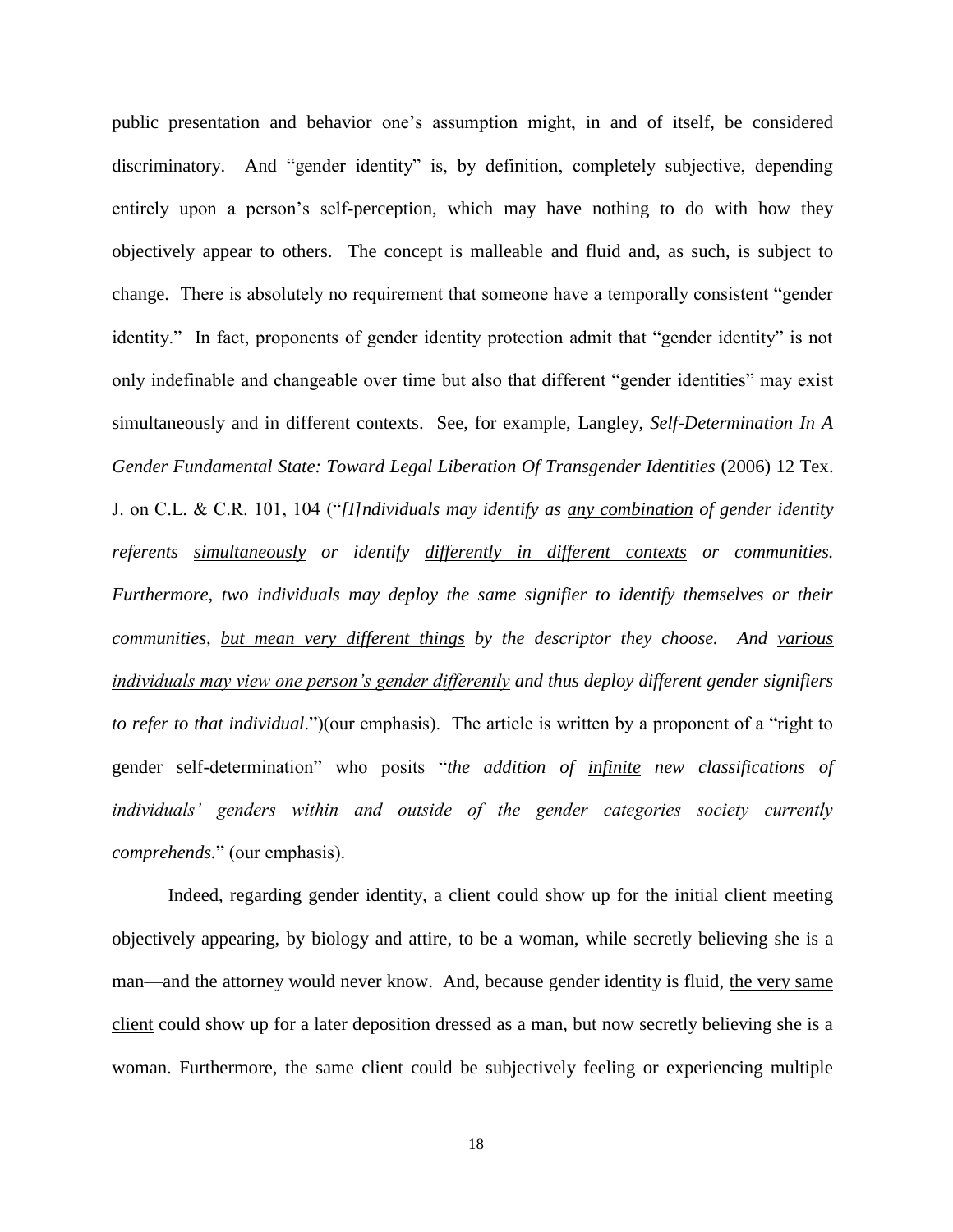public presentation and behavior one's assumption might, in and of itself, be considered discriminatory. And "gender identity" is, by definition, completely subjective, depending entirely upon a person's self-perception, which may have nothing to do with how they objectively appear to others. The concept is malleable and fluid and, as such, is subject to change. There is absolutely no requirement that someone have a temporally consistent "gender identity." In fact, proponents of gender identity protection admit that "gender identity" is not only indefinable and changeable over time but also that different "gender identities" may exist simultaneously and in different contexts. See, for example, Langley, *Self-Determination In A Gender Fundamental State: Toward Legal Liberation Of Transgender Identities* (2006) 12 Tex. J. on C.L. & C.R. 101, 104 ("*[I]ndividuals may identify as <u>any combination</u> of gender identity referents <u>simultaneously</u> or identify <u>differently in different contexts</u> or communities. Furthermore, two individuals may deploy the same signifier to identify themselves or their communities, <u>but mean very different things</u> by the descriptor they choose. And <u>various individuals may view one person's gender differently</u> and thus deploy different gender signifiers to refer to that individual*.")(our emphasis). The article is written by a proponent of a "right to gender self-determination" who posits "*the addition of <u>infinite</u> new classifications of individuals' genders within and outside of the gender categories society currently comprehends.*" (our emphasis).

Indeed, regarding gender identity, a client could show up for the initial client meeting objectively appearing, by biology and attire, to be a woman, while secretly believing she is a man—and the attorney would never know. And, because gender identity is fluid, <u>the very same client</u> could show up for a later deposition dressed as a man, but now secretly believing she is a woman. Furthermore, the same client could be subjectively feeling or experiencing multiple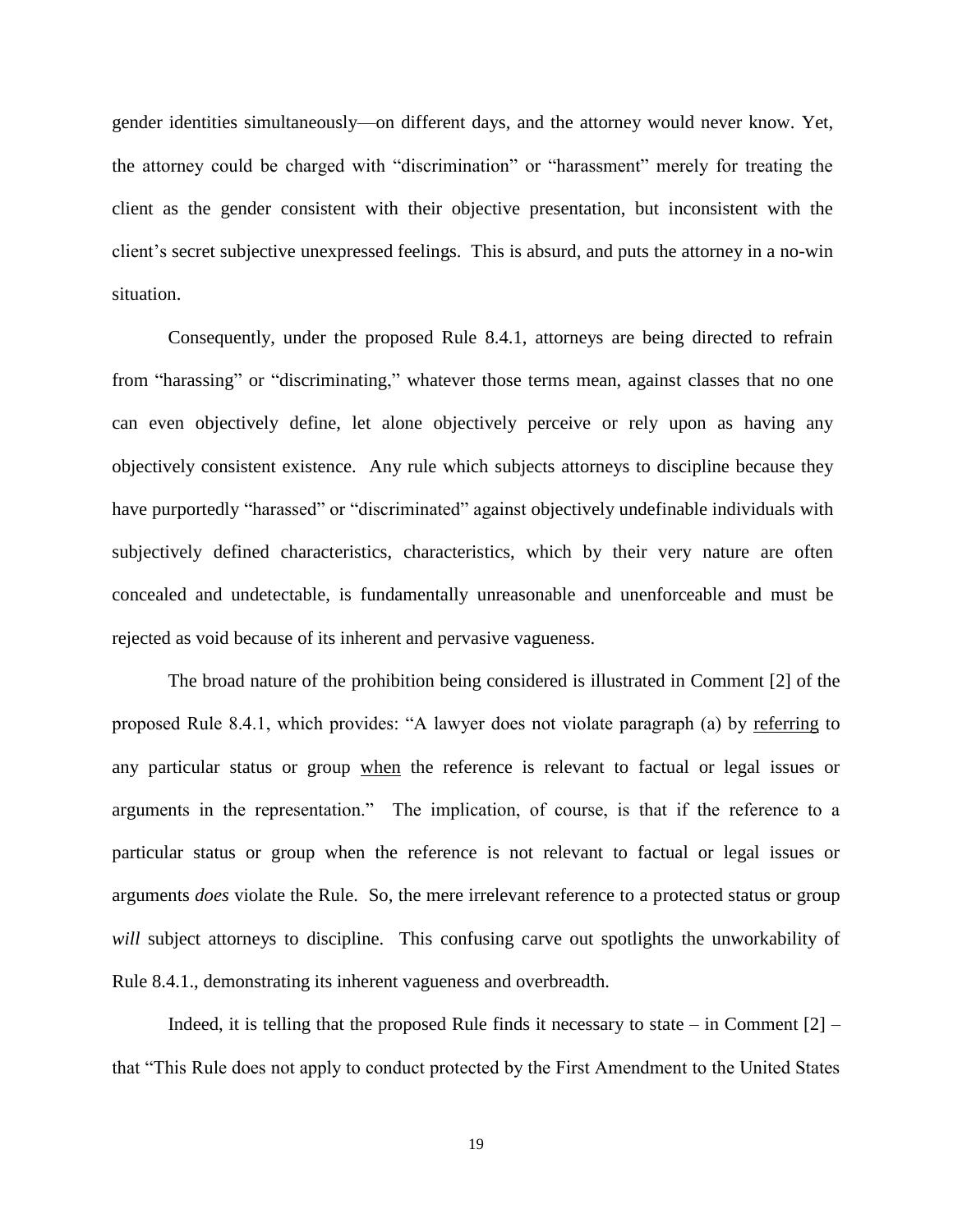gender identities simultaneously—on different days, and the attorney would never know. Yet, the attorney could be charged with "discrimination" or "harassment" merely for treating the client as the gender consistent with their objective presentation, but inconsistent with the client's secret subjective unexpressed feelings. This is absurd, and puts the attorney in a no-win situation.

Consequently, under the proposed Rule 8.4.1, attorneys are being directed to refrain from "harassing" or "discriminating," whatever those terms mean, against classes that no one can even objectively define, let alone objectively perceive or rely upon as having any objectively consistent existence. Any rule which subjects attorneys to discipline because they have purportedly "harassed" or "discriminated" against objectively undefinable individuals with subjectively defined characteristics, characteristics, which by their very nature are often concealed and undetectable, is fundamentally unreasonable and unenforceable and must be rejected as void because of its inherent and pervasive vagueness.

The broad nature of the prohibition being considered is illustrated in Comment [2] of the proposed Rule 8.4.1, which provides: "A lawyer does not violate paragraph (a) by <u>referring</u> to any particular status or group <u>when</u> the reference is relevant to factual or legal issues or arguments in the representation." The implication, of course, is that if the reference to a particular status or group when the reference is not relevant to factual or legal issues or arguments *does* violate the Rule. So, the mere irrelevant reference to a protected status or group *will* subject attorneys to discipline. This confusing carve out spotlights the unworkability of Rule 8.4.1., demonstrating its inherent vagueness and overbreadth.

Indeed, it is telling that the proposed Rule finds it necessary to state – in Comment [2] – that "This Rule does not apply to conduct protected by the First Amendment to the United States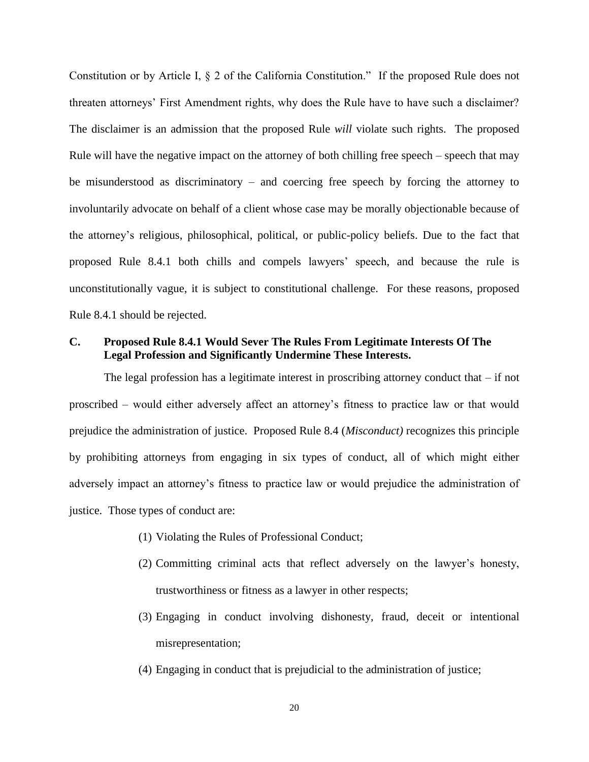Constitution or by Article I, § 2 of the California Constitution." If the proposed Rule does not threaten attorneys' First Amendment rights, why does the Rule have to have such a disclaimer? The disclaimer is an admission that the proposed Rule *will* violate such rights. The proposed Rule will have the negative impact on the attorney of both chilling free speech – speech that may be misunderstood as discriminatory – and coercing free speech by forcing the attorney to involuntarily advocate on behalf of a client whose case may be morally objectionable because of the attorney's religious, philosophical, political, or public-policy beliefs. Due to the fact that proposed Rule 8.4.1 both chills and compels lawyers' speech, and because the rule is unconstitutionally vague, it is subject to constitutional challenge. For these reasons, proposed Rule 8.4.1 should be rejected.

### C. Proposed Rule 8.4.1 Would Sever The Rules From Legitimate Interests Of The Legal Profession and Significantly Undermine These Interests.

The legal profession has a legitimate interest in proscribing attorney conduct that – if not proscribed – would either adversely affect an attorney's fitness to practice law or that would prejudice the administration of justice. Proposed Rule 8.4 (*Misconduct)* recognizes this principle by prohibiting attorneys from engaging in six types of conduct, all of which might either adversely impact an attorney's fitness to practice law or would prejudice the administration of justice. Those types of conduct are:

(1) Violating the Rules of Professional Conduct;

(2) Committing criminal acts that reflect adversely on the lawyer's honesty, trustworthiness or fitness as a lawyer in other respects;

(3) Engaging in conduct involving dishonesty, fraud, deceit or intentional misrepresentation;

(4) Engaging in conduct that is prejudicial to the administration of justice;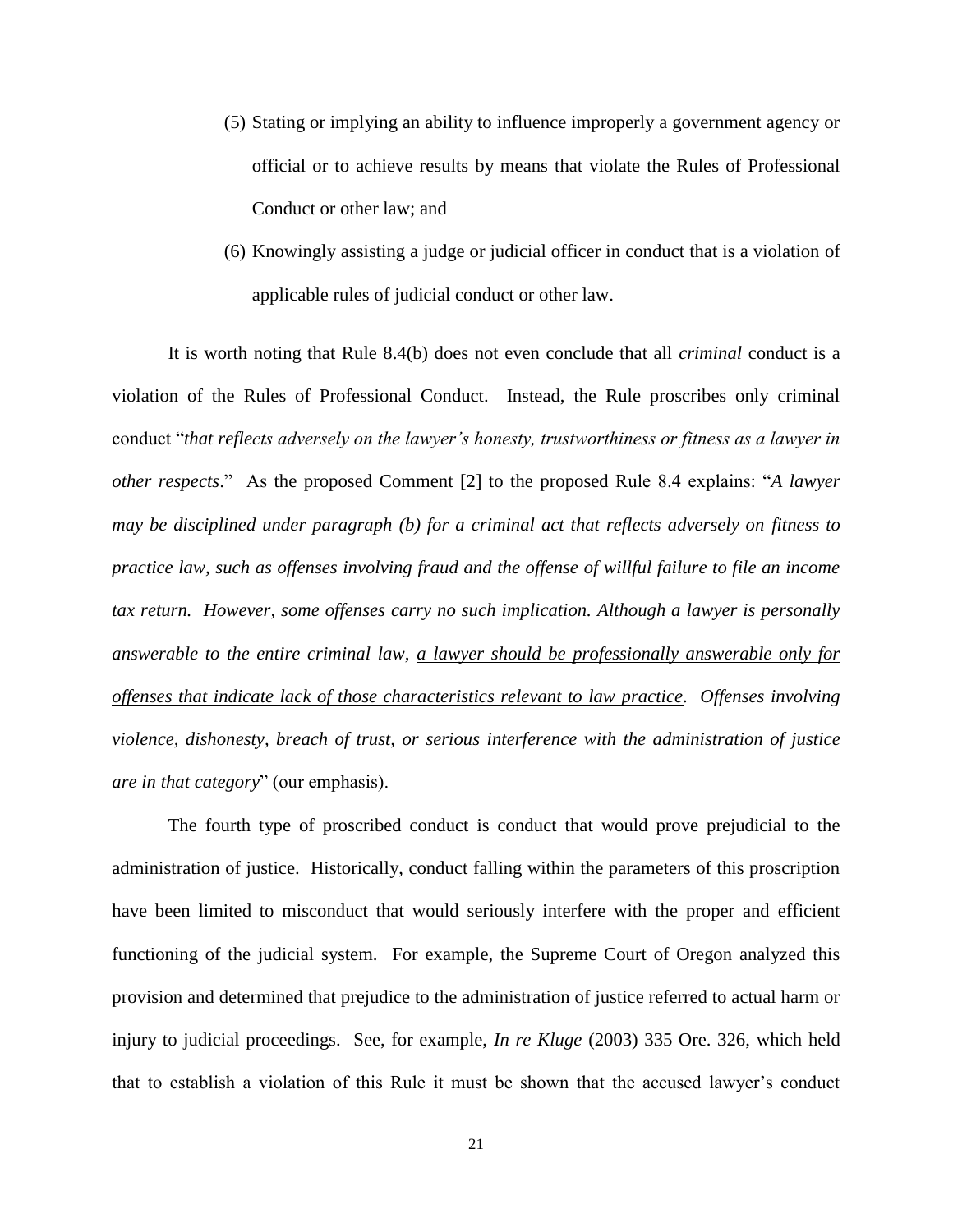(5) Stating or implying an ability to influence improperly a government agency or official or to achieve results by means that violate the Rules of Professional Conduct or other law; and

(6) Knowingly assisting a judge or judicial officer in conduct that is a violation of applicable rules of judicial conduct or other law.

It is worth noting that Rule 8.4(b) does not even conclude that all *criminal* conduct is a violation of the Rules of Professional Conduct. Instead, the Rule proscribes only criminal conduct "*that reflects adversely on the lawyer's honesty, trustworthiness or fitness as a lawyer in other respects*." As the proposed Comment [2] to the proposed Rule 8.4 explains: "*A lawyer may be disciplined under paragraph (b) for a criminal act that reflects adversely on fitness to practice law, such as offenses involving fraud and the offense of willful failure to file an income tax return. However, some offenses carry no such implication. Although a lawyer is personally answerable to the entire criminal law, <u>a lawyer should be professionally answerable only for offenses that indicate lack of those characteristics relevant to law practice</u>. Offenses involving violence, dishonesty, breach of trust, or serious interference with the administration of justice are in that category*" (our emphasis).

The fourth type of proscribed conduct is conduct that would prove prejudicial to the administration of justice. Historically, conduct falling within the parameters of this proscription have been limited to misconduct that would seriously interfere with the proper and efficient functioning of the judicial system. For example, the Supreme Court of Oregon analyzed this provision and determined that prejudice to the administration of justice referred to actual harm or injury to judicial proceedings. See, for example, *In re Kluge* (2003) 335 Ore. 326, which held that to establish a violation of this Rule it must be shown that the accused lawyer's conduct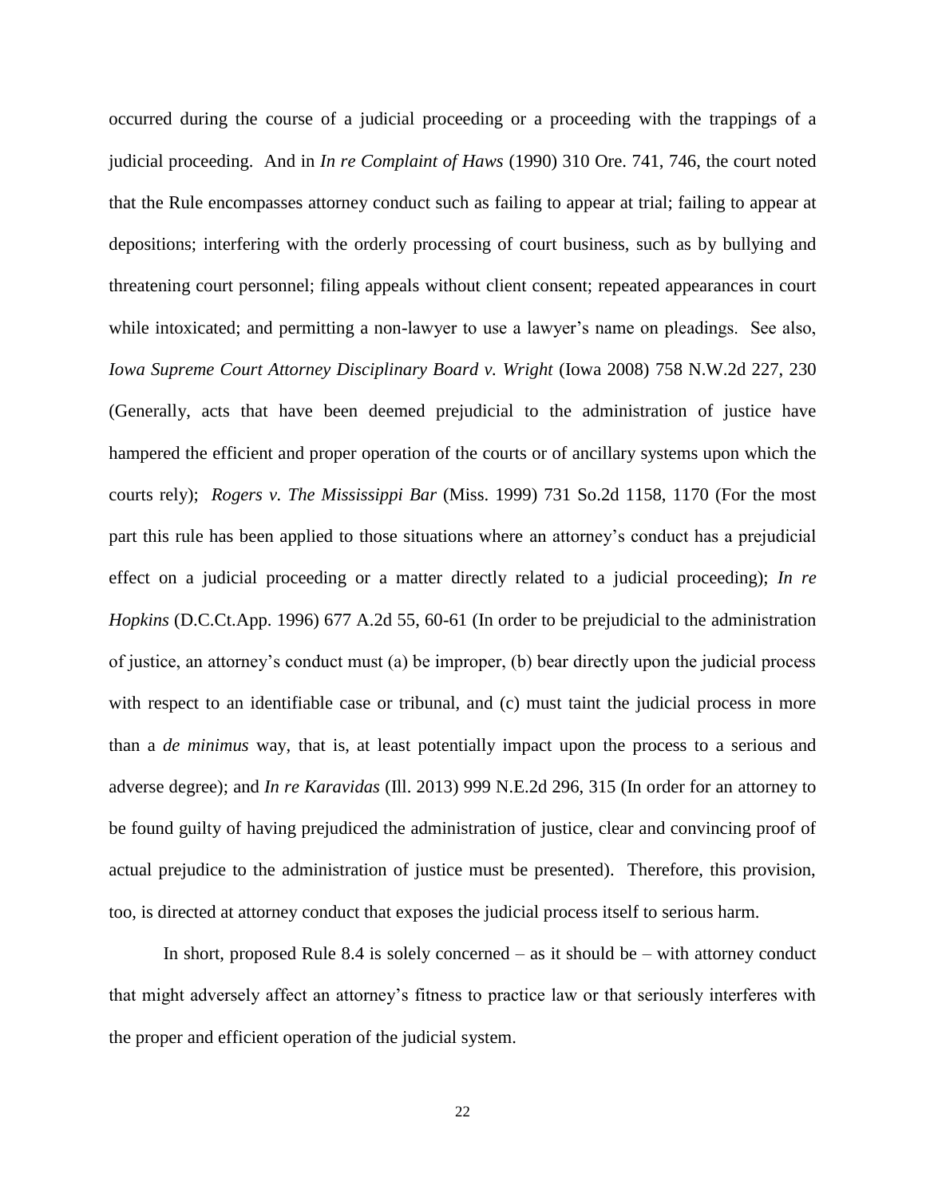occurred during the course of a judicial proceeding or a proceeding with the trappings of a judicial proceeding. And in *In re Complaint of Haws* (1990) 310 Ore. 741, 746, the court noted that the Rule encompasses attorney conduct such as failing to appear at trial; failing to appear at depositions; interfering with the orderly processing of court business, such as by bullying and threatening court personnel; filing appeals without client consent; repeated appearances in court while intoxicated; and permitting a non-lawyer to use a lawyer's name on pleadings. See also, *Iowa Supreme Court Attorney Disciplinary Board v. Wright* (Iowa 2008) 758 N.W.2d 227, 230 (Generally, acts that have been deemed prejudicial to the administration of justice have hampered the efficient and proper operation of the courts or of ancillary systems upon which the courts rely); *Rogers v. The Mississippi Bar* (Miss. 1999) 731 So.2d 1158, 1170 (For the most part this rule has been applied to those situations where an attorney's conduct has a prejudicial effect on a judicial proceeding or a matter directly related to a judicial proceeding); *In re Hopkins* (D.C.Ct.App. 1996) 677 A.2d 55, 60-61 (In order to be prejudicial to the administration of justice, an attorney's conduct must (a) be improper, (b) bear directly upon the judicial process with respect to an identifiable case or tribunal, and (c) must taint the judicial process in more than a *de minimus* way, that is, at least potentially impact upon the process to a serious and adverse degree); and *In re Karavidas* (Ill. 2013) 999 N.E.2d 296, 315 (In order for an attorney to be found guilty of having prejudiced the administration of justice, clear and convincing proof of actual prejudice to the administration of justice must be presented). Therefore, this provision, too, is directed at attorney conduct that exposes the judicial process itself to serious harm.

In short, proposed Rule 8.4 is solely concerned – as it should be – with attorney conduct that might adversely affect an attorney's fitness to practice law or that seriously interferes with the proper and efficient operation of the judicial system.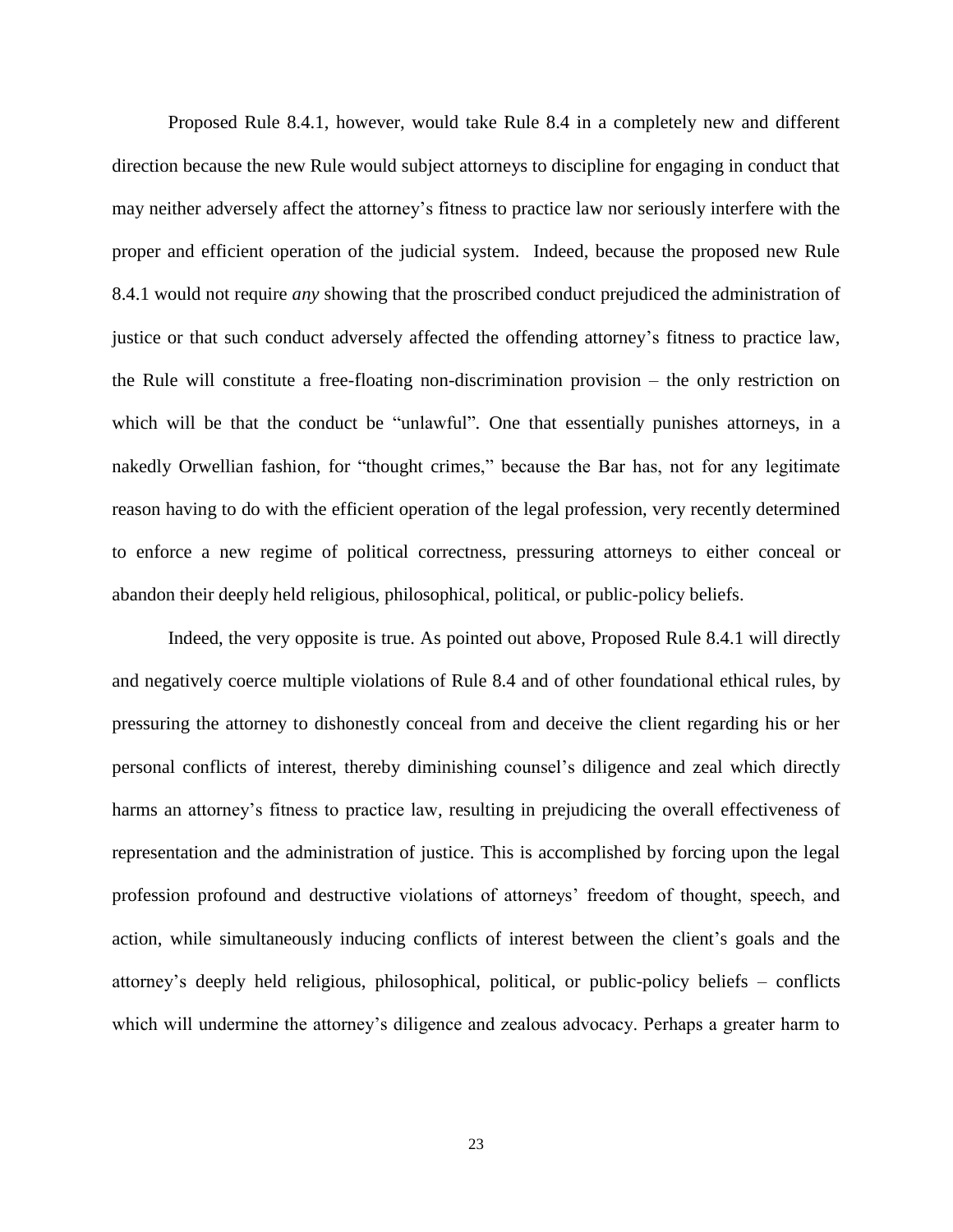Proposed Rule 8.4.1, however, would take Rule 8.4 in a completely new and different direction because the new Rule would subject attorneys to discipline for engaging in conduct that may neither adversely affect the attorney's fitness to practice law nor seriously interfere with the proper and efficient operation of the judicial system. Indeed, because the proposed new Rule 8.4.1 would not require *any* showing that the proscribed conduct prejudiced the administration of justice or that such conduct adversely affected the offending attorney's fitness to practice law, the Rule will constitute a free-floating non-discrimination provision – the only restriction on which will be that the conduct be "unlawful". One that essentially punishes attorneys, in a nakedly Orwellian fashion, for "thought crimes," because the Bar has, not for any legitimate reason having to do with the efficient operation of the legal profession, very recently determined to enforce a new regime of political correctness, pressuring attorneys to either conceal or abandon their deeply held religious, philosophical, political, or public-policy beliefs.

Indeed, the very opposite is true. As pointed out above, Proposed Rule 8.4.1 will directly and negatively coerce multiple violations of Rule 8.4 and of other foundational ethical rules, by pressuring the attorney to dishonestly conceal from and deceive the client regarding his or her personal conflicts of interest, thereby diminishing counsel's diligence and zeal which directly harms an attorney's fitness to practice law, resulting in prejudicing the overall effectiveness of representation and the administration of justice. This is accomplished by forcing upon the legal profession profound and destructive violations of attorneys' freedom of thought, speech, and action, while simultaneously inducing conflicts of interest between the client's goals and the attorney's deeply held religious, philosophical, political, or public-policy beliefs – conflicts which will undermine the attorney's diligence and zealous advocacy. Perhaps a greater harm to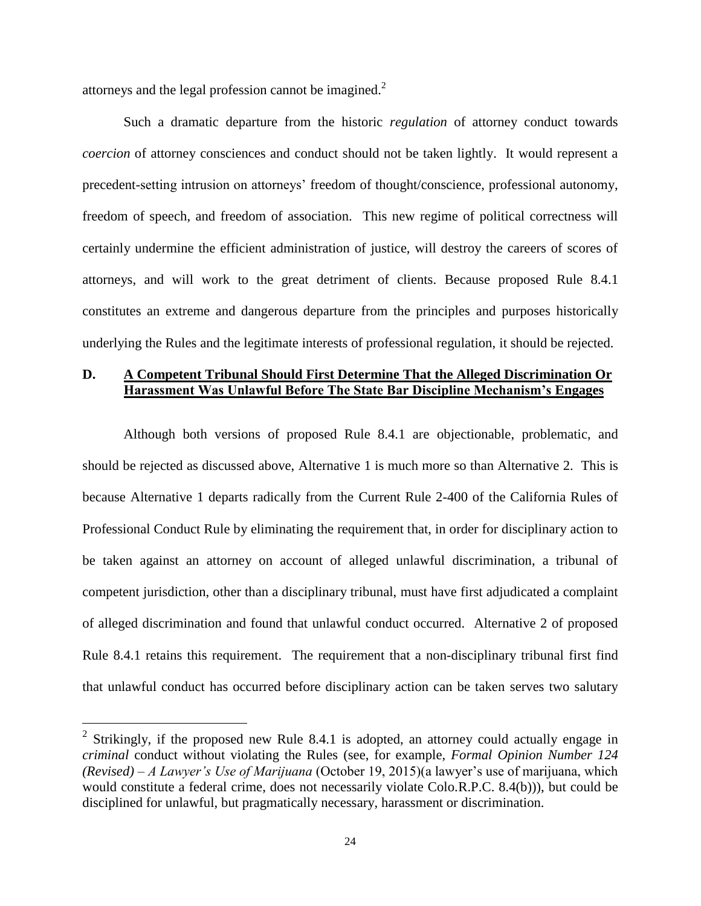attorneys and the legal profession cannot be imagined.[2]

Such a dramatic departure from the historic *regulation* of attorney conduct towards *coercion* of attorney consciences and conduct should not be taken lightly. It would represent a precedent-setting intrusion on attorneys' freedom of thought/conscience, professional autonomy, freedom of speech, and freedom of association. This new regime of political correctness will certainly undermine the efficient administration of justice, will destroy the careers of scores of attorneys, and will work to the great detriment of clients. Because proposed Rule 8.4.1 constitutes an extreme and dangerous departure from the principles and purposes historically underlying the Rules and the legitimate interests of professional regulation, it should be rejected.

## D. A Competent Tribunal Should First Determine That the Alleged Discrimination Or Harassment Was Unlawful Before The State Bar Discipline Mechanism's Engages

Although both versions of proposed Rule 8.4.1 are objectionable, problematic, and should be rejected as discussed above, Alternative 1 is much more so than Alternative 2. This is because Alternative 1 departs radically from the Current Rule 2-400 of the California Rules of Professional Conduct Rule by eliminating the requirement that, in order for disciplinary action to be taken against an attorney on account of alleged unlawful discrimination, a tribunal of competent jurisdiction, other than a disciplinary tribunal, must have first adjudicated a complaint of alleged discrimination and found that unlawful conduct occurred. Alternative 2 of proposed Rule 8.4.1 retains this requirement. The requirement that a non-disciplinary tribunal first find that unlawful conduct has occurred before disciplinary action can be taken serves two salutary

---

[2] Strikingly, if the proposed new Rule 8.4.1 is adopted, an attorney could actually engage in *criminal* conduct without violating the Rules (see, for example, *Formal Opinion Number 124 (Revised) – A Lawyer's Use of Marijuana* (October 19, 2015)(a lawyer's use of marijuana, which would constitute a federal crime, does not necessarily violate Colo.R.P.C. 8.4(b))), but could be disciplined for unlawful, but pragmatically necessary, harassment or discrimination.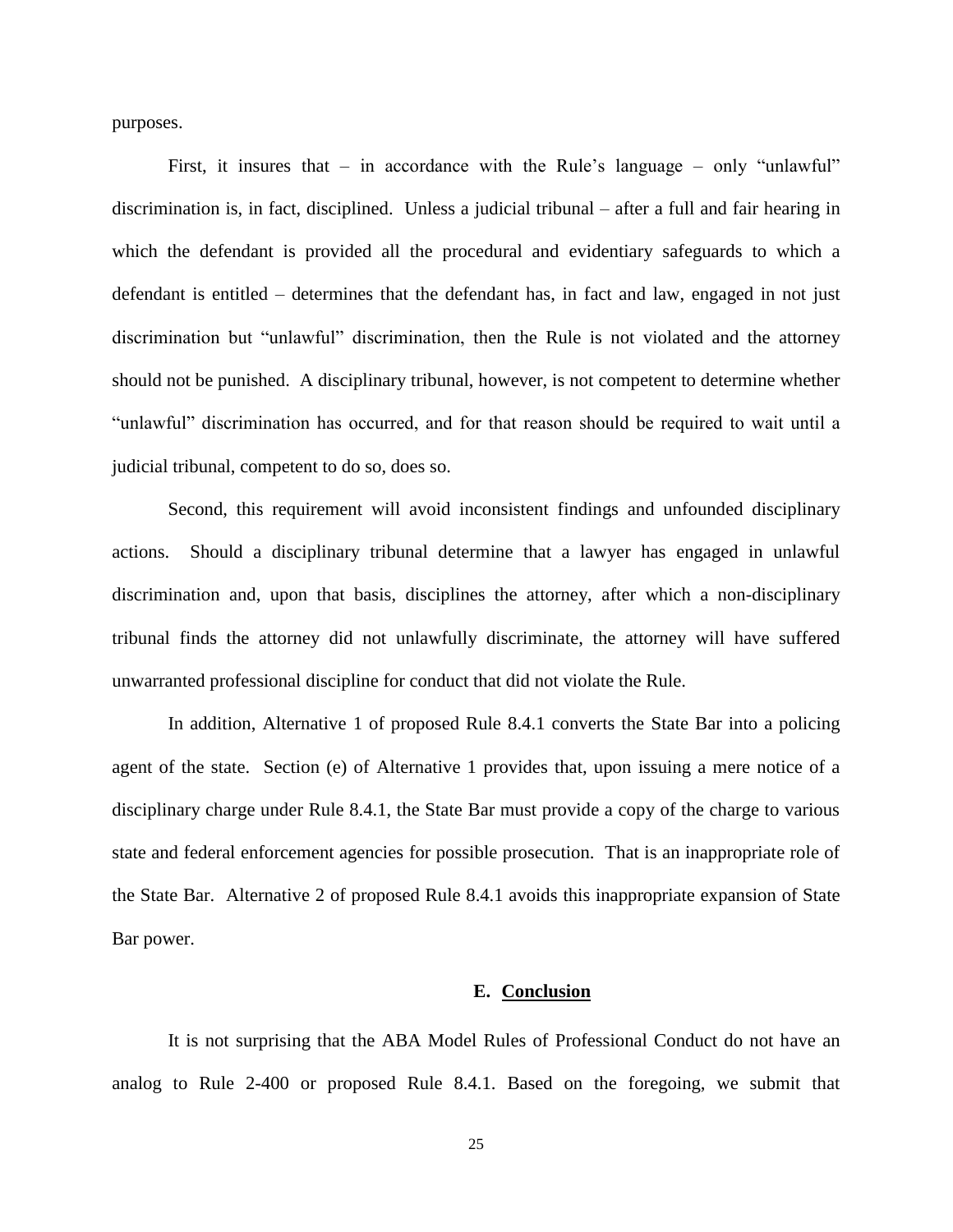purposes.

First, it insures that – in accordance with the Rule's language – only "unlawful" discrimination is, in fact, disciplined. Unless a judicial tribunal – after a full and fair hearing in which the defendant is provided all the procedural and evidentiary safeguards to which a defendant is entitled – determines that the defendant has, in fact and law, engaged in not just discrimination but "unlawful" discrimination, then the Rule is not violated and the attorney should not be punished. A disciplinary tribunal, however, is not competent to determine whether "unlawful" discrimination has occurred, and for that reason should be required to wait until a judicial tribunal, competent to do so, does so.

Second, this requirement will avoid inconsistent findings and unfounded disciplinary actions. Should a disciplinary tribunal determine that a lawyer has engaged in unlawful discrimination and, upon that basis, disciplines the attorney, after which a non-disciplinary tribunal finds the attorney did not unlawfully discriminate, the attorney will have suffered unwarranted professional discipline for conduct that did not violate the Rule.

In addition, Alternative 1 of proposed Rule 8.4.1 converts the State Bar into a policing agent of the state. Section (e) of Alternative 1 provides that, upon issuing a mere notice of a disciplinary charge under Rule 8.4.1, the State Bar must provide a copy of the charge to various state and federal enforcement agencies for possible prosecution. That is an inappropriate role of the State Bar. Alternative 2 of proposed Rule 8.4.1 avoids this inappropriate expansion of State Bar power.

## E. Conclusion

It is not surprising that the ABA Model Rules of Professional Conduct do not have an analog to Rule 2-400 or proposed Rule 8.4.1. Based on the foregoing, we submit that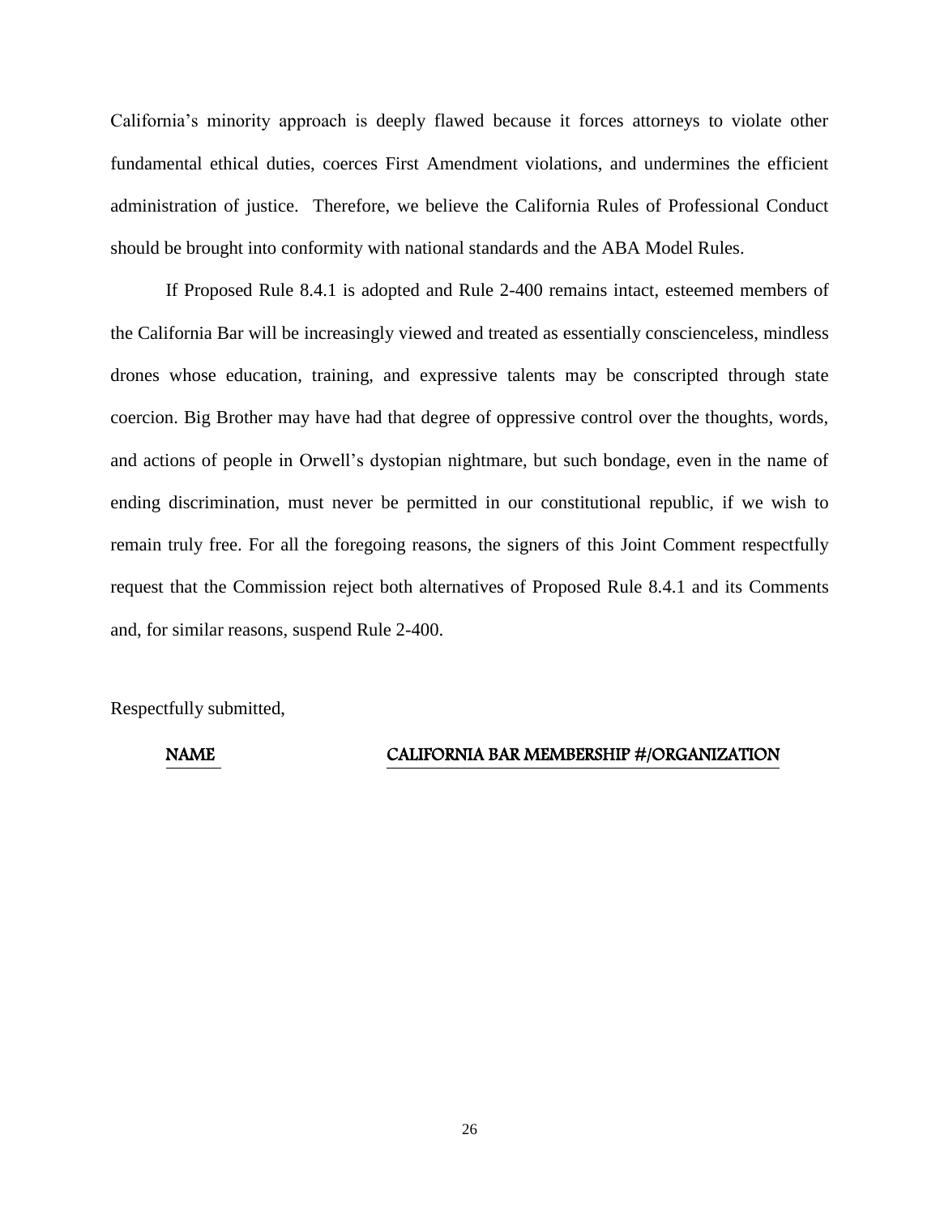California's minority approach is deeply flawed because it forces attorneys to violate other fundamental ethical duties, coerces First Amendment violations, and undermines the efficient administration of justice. Therefore, we believe the California Rules of Professional Conduct should be brought into conformity with national standards and the ABA Model Rules.

If Proposed Rule 8.4.1 is adopted and Rule 2-400 remains intact, esteemed members of the California Bar will be increasingly viewed and treated as essentially conscienceless, mindless drones whose education, training, and expressive talents may be conscripted through state coercion. Big Brother may have had that degree of oppressive control over the thoughts, words, and actions of people in Orwell's dystopian nightmare, but such bondage, even in the name of ending discrimination, must never be permitted in our constitutional republic, if we wish to remain truly free. For all the foregoing reasons, the signers of this Joint Comment respectfully request that the Commission reject both alternatives of Proposed Rule 8.4.1 and its Comments and, for similar reasons, suspend Rule 2-400.

Respectfully submitted,

| NAME | CALIFORNIA BAR MEMBERSHIP #/ORGANIZATION |
| --- | --- |